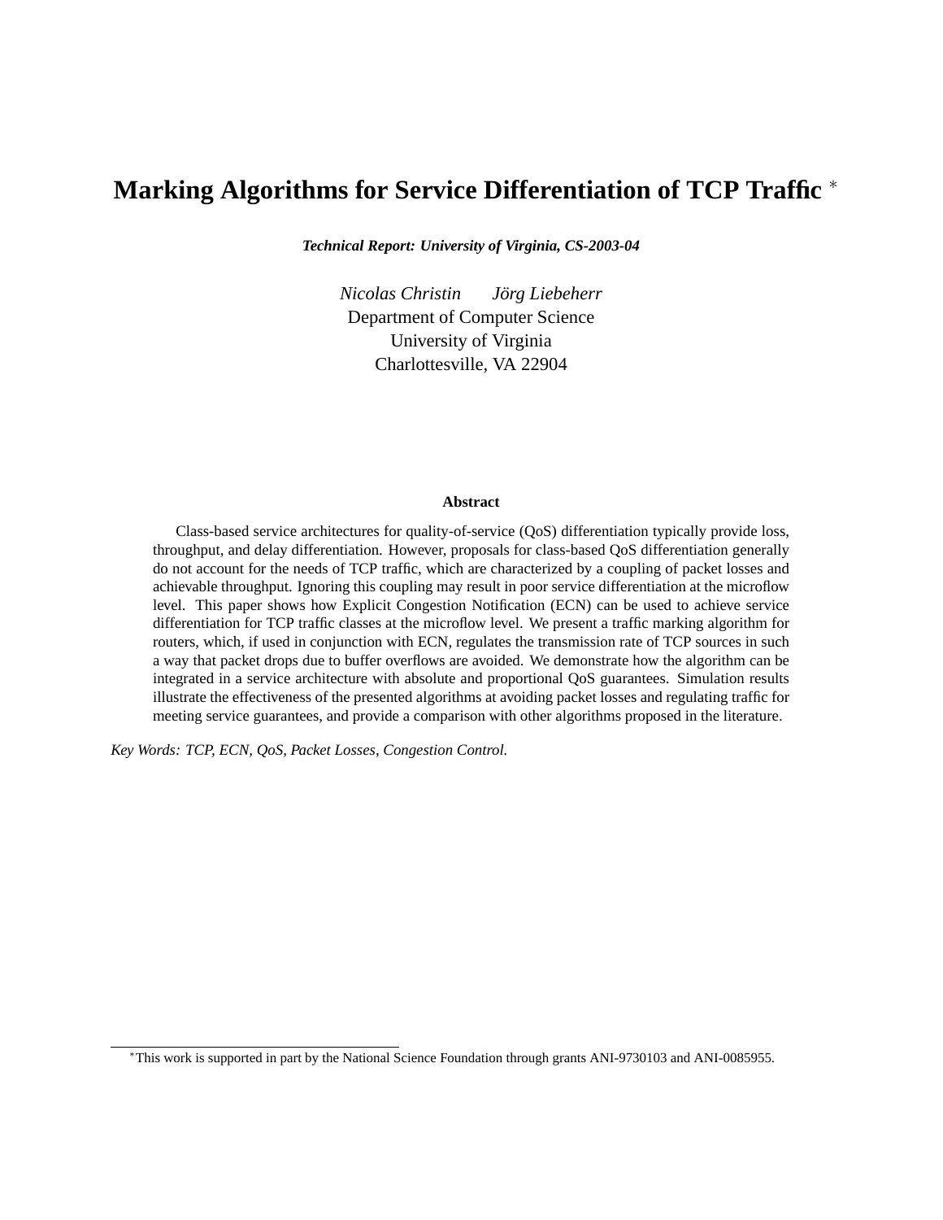# Marking Algorithms for Service Differentiation of TCP Traffic *

***Technical Report: University of Virginia, CS-2003-04***

*Nicolas Christin* *Jörg Liebeherr*
Department of Computer Science
University of Virginia
Charlottesville, VA 22904

### Abstract

Class-based service architectures for quality-of-service (QoS) differentiation typically provide loss, throughput, and delay differentiation. However, proposals for class-based QoS differentiation generally do not account for the needs of TCP traffic, which are characterized by a coupling of packet losses and achievable throughput. Ignoring this coupling may result in poor service differentiation at the microflow level. This paper shows how Explicit Congestion Notification (ECN) can be used to achieve service differentiation for TCP traffic classes at the microflow level. We present a traffic marking algorithm for routers, which, if used in conjunction with ECN, regulates the transmission rate of TCP sources in such a way that packet drops due to buffer overflows are avoided. We demonstrate how the algorithm can be integrated in a service architecture with absolute and proportional QoS guarantees. Simulation results illustrate the effectiveness of the presented algorithms at avoiding packet losses and regulating traffic for meeting service guarantees, and provide a comparison with other algorithms proposed in the literature.

*Key Words: TCP, ECN, QoS, Packet Losses, Congestion Control.*

---

*This work is supported in part by the National Science Foundation through grants ANI-9730103 and ANI-0085955.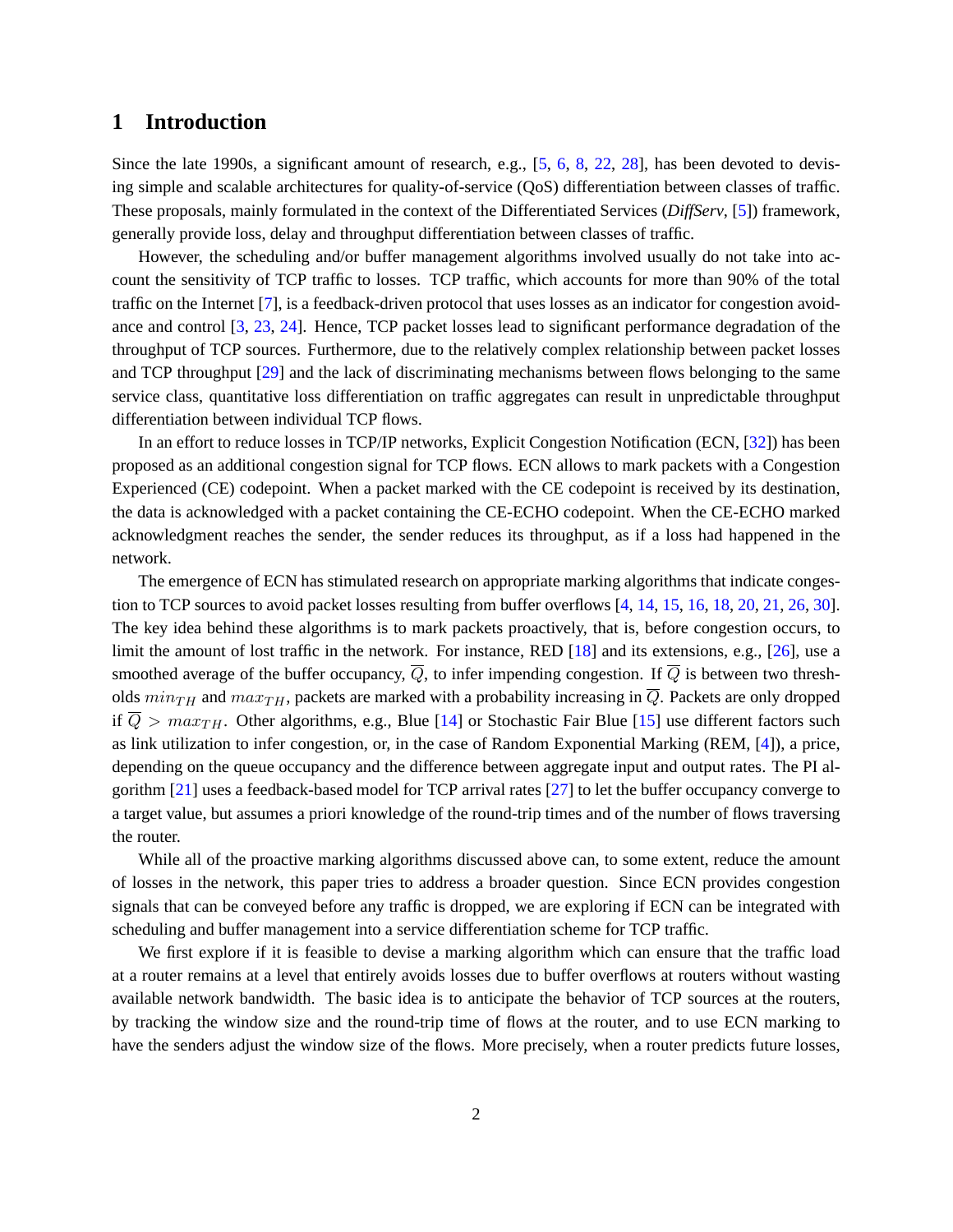## 1 Introduction

Since the late 1990s, a significant amount of research, e.g., [5, 6, 8, 22, 28], has been devoted to devising simple and scalable architectures for quality-of-service (QoS) differentiation between classes of traffic. These proposals, mainly formulated in the context of the Differentiated Services (*DiffServ*, [5]) framework, generally provide loss, delay and throughput differentiation between classes of traffic.

However, the scheduling and/or buffer management algorithms involved usually do not take into account the sensitivity of TCP traffic to losses. TCP traffic, which accounts for more than 90% of the total traffic on the Internet [7], is a feedback-driven protocol that uses losses as an indicator for congestion avoidance and control [3, 23, 24]. Hence, TCP packet losses lead to significant performance degradation of the throughput of TCP sources. Furthermore, due to the relatively complex relationship between packet losses and TCP throughput [29] and the lack of discriminating mechanisms between flows belonging to the same service class, quantitative loss differentiation on traffic aggregates can result in unpredictable throughput differentiation between individual TCP flows.

In an effort to reduce losses in TCP/IP networks, Explicit Congestion Notification (ECN, [32]) has been proposed as an additional congestion signal for TCP flows. ECN allows to mark packets with a Congestion Experienced (CE) codepoint. When a packet marked with the CE codepoint is received by its destination, the data is acknowledged with a packet containing the CE-ECHO codepoint. When the CE-ECHO marked acknowledgment reaches the sender, the sender reduces its throughput, as if a loss had happened in the network.

The emergence of ECN has stimulated research on appropriate marking algorithms that indicate congestion to TCP sources to avoid packet losses resulting from buffer overflows [4, 14, 15, 16, 18, 20, 21, 26, 30]. The key idea behind these algorithms is to mark packets proactively, that is, before congestion occurs, to limit the amount of lost traffic in the network. For instance, RED [18] and its extensions, e.g., [26], use a smoothed average of the buffer occupancy, $\overline{Q}$, to infer impending congestion. If $\overline{Q}$ is between two thresholds $min_{TH}$ and $max_{TH}$, packets are marked with a probability increasing in $\overline{Q}$. Packets are only dropped if $\overline{Q} > max_{TH}$. Other algorithms, e.g., Blue [14] or Stochastic Fair Blue [15] use different factors such as link utilization to infer congestion, or, in the case of Random Exponential Marking (REM, [4]), a price, depending on the queue occupancy and the difference between aggregate input and output rates. The PI algorithm [21] uses a feedback-based model for TCP arrival rates [27] to let the buffer occupancy converge to a target value, but assumes a priori knowledge of the round-trip times and of the number of flows traversing the router.

While all of the proactive marking algorithms discussed above can, to some extent, reduce the amount of losses in the network, this paper tries to address a broader question. Since ECN provides congestion signals that can be conveyed before any traffic is dropped, we are exploring if ECN can be integrated with scheduling and buffer management into a service differentiation scheme for TCP traffic.

We first explore if it is feasible to devise a marking algorithm which can ensure that the traffic load at a router remains at a level that entirely avoids losses due to buffer overflows at routers without wasting available network bandwidth. The basic idea is to anticipate the behavior of TCP sources at the routers, by tracking the window size and the round-trip time of flows at the router, and to use ECN marking to have the senders adjust the window size of the flows. More precisely, when a router predicts future losses,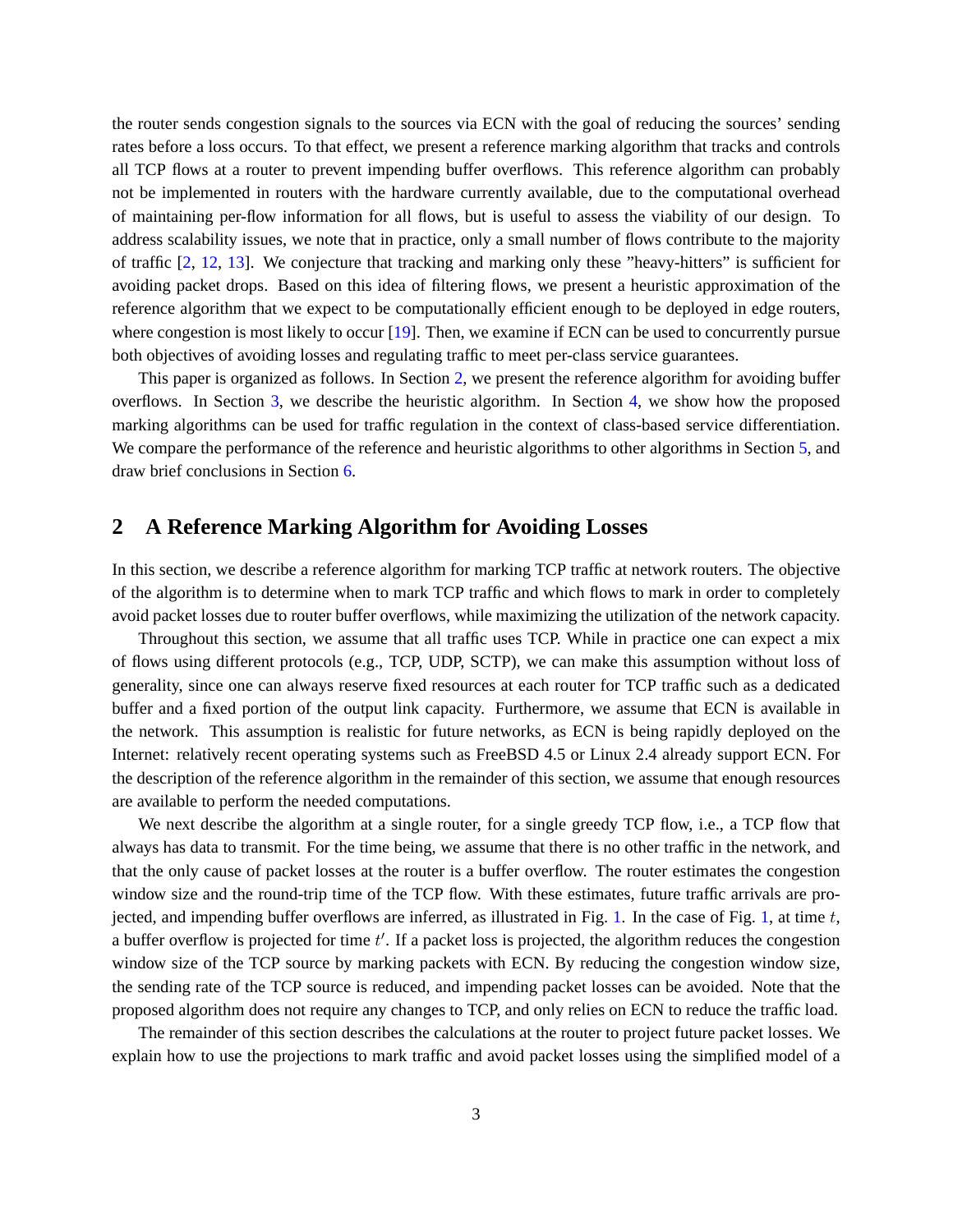the router sends congestion signals to the sources via ECN with the goal of reducing the sources' sending rates before a loss occurs. To that effect, we present a reference marking algorithm that tracks and controls all TCP flows at a router to prevent impending buffer overflows. This reference algorithm can probably not be implemented in routers with the hardware currently available, due to the computational overhead of maintaining per-flow information for all flows, but is useful to assess the viability of our design. To address scalability issues, we note that in practice, only a small number of flows contribute to the majority of traffic [2, 12, 13]. We conjecture that tracking and marking only these "heavy-hitters" is sufficient for avoiding packet drops. Based on this idea of filtering flows, we present a heuristic approximation of the reference algorithm that we expect to be computationally efficient enough to be deployed in edge routers, where congestion is most likely to occur [19]. Then, we examine if ECN can be used to concurrently pursue both objectives of avoiding losses and regulating traffic to meet per-class service guarantees.

This paper is organized as follows. In Section 2, we present the reference algorithm for avoiding buffer overflows. In Section 3, we describe the heuristic algorithm. In Section 4, we show how the proposed marking algorithms can be used for traffic regulation in the context of class-based service differentiation. We compare the performance of the reference and heuristic algorithms to other algorithms in Section 5, and draw brief conclusions in Section 6.

## 2 A Reference Marking Algorithm for Avoiding Losses

In this section, we describe a reference algorithm for marking TCP traffic at network routers. The objective of the algorithm is to determine when to mark TCP traffic and which flows to mark in order to completely avoid packet losses due to router buffer overflows, while maximizing the utilization of the network capacity.

Throughout this section, we assume that all traffic uses TCP. While in practice one can expect a mix of flows using different protocols (e.g., TCP, UDP, SCTP), we can make this assumption without loss of generality, since one can always reserve fixed resources at each router for TCP traffic such as a dedicated buffer and a fixed portion of the output link capacity. Furthermore, we assume that ECN is available in the network. This assumption is realistic for future networks, as ECN is being rapidly deployed on the Internet: relatively recent operating systems such as FreeBSD 4.5 or Linux 2.4 already support ECN. For the description of the reference algorithm in the remainder of this section, we assume that enough resources are available to perform the needed computations.

We next describe the algorithm at a single router, for a single greedy TCP flow, i.e., a TCP flow that always has data to transmit. For the time being, we assume that there is no other traffic in the network, and that the only cause of packet losses at the router is a buffer overflow. The router estimates the congestion window size and the round-trip time of the TCP flow. With these estimates, future traffic arrivals are projected, and impending buffer overflows are inferred, as illustrated in Fig. 1. In the case of Fig. 1, at time $t$, a buffer overflow is projected for time $t'$. If a packet loss is projected, the algorithm reduces the congestion window size of the TCP source by marking packets with ECN. By reducing the congestion window size, the sending rate of the TCP source is reduced, and impending packet losses can be avoided. Note that the proposed algorithm does not require any changes to TCP, and only relies on ECN to reduce the traffic load.

The remainder of this section describes the calculations at the router to project future packet losses. We explain how to use the projections to mark traffic and avoid packet losses using the simplified model of a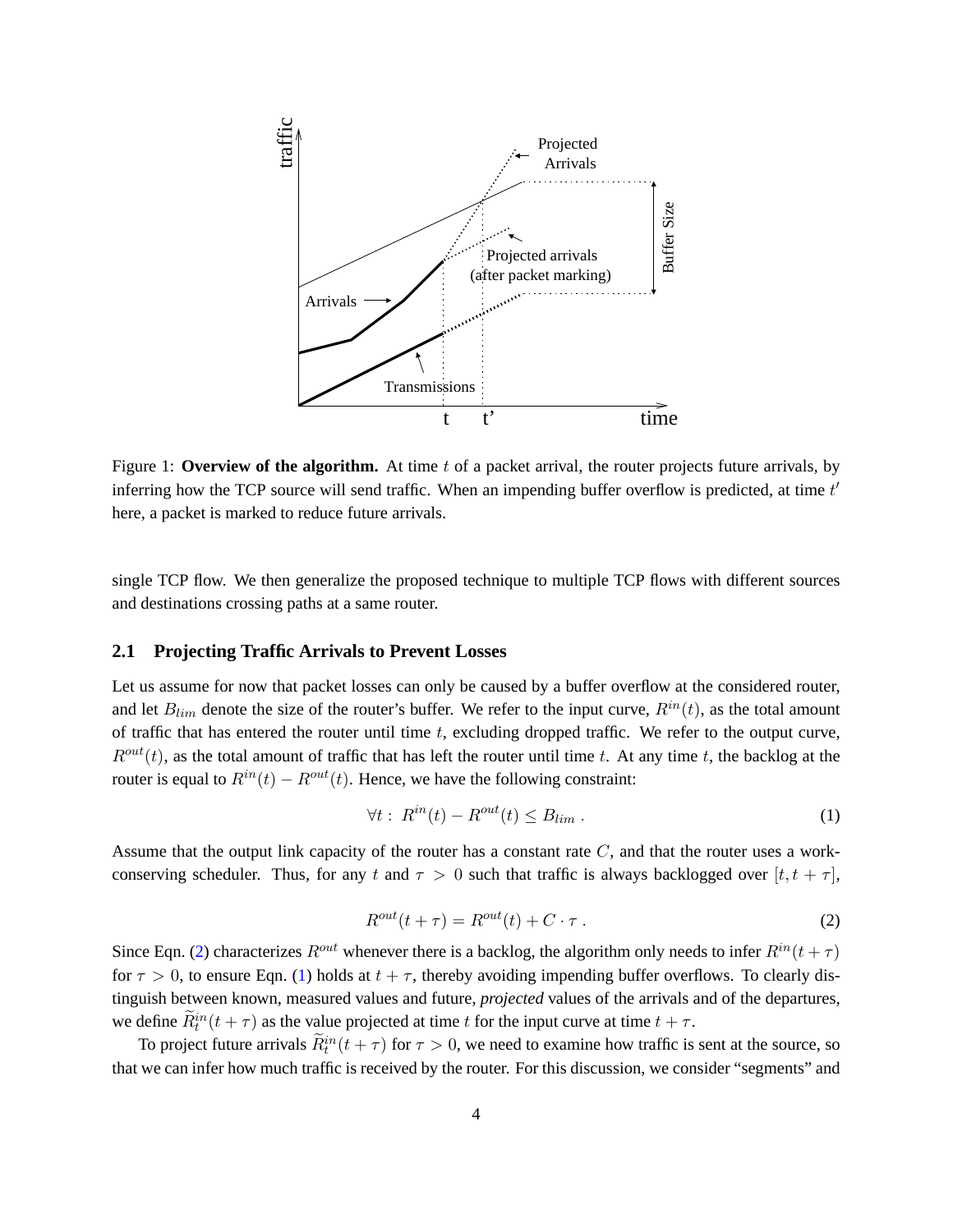Figure 1: **Overview of the algorithm.** At time $t$ of a packet arrival, the router projects future arrivals, by inferring how the TCP source will send traffic. When an impending buffer overflow is predicted, at time $t'$ here, a packet is marked to reduce future arrivals.

single TCP flow. We then generalize the proposed technique to multiple TCP flows with different sources and destinations crossing paths at a same router.

### 2.1 Projecting Traffic Arrivals to Prevent Losses

Let us assume for now that packet losses can only be caused by a buffer overflow at the considered router, and let $B_{lim}$ denote the size of the router's buffer. We refer to the input curve, $R^{in}(t)$, as the total amount of traffic that has entered the router until time $t$, excluding dropped traffic. We refer to the output curve, $R^{out}(t)$, as the total amount of traffic that has left the router until time $t$. At any time $t$, the backlog at the router is equal to $R^{in}(t) - R^{out}(t)$. Hence, we have the following constraint:

$$\forall t: \; R^{in}(t) - R^{out}(t) \leq B_{lim} \; . \tag{1}$$

Assume that the output link capacity of the router has a constant rate $C$, and that the router uses a work-conserving scheduler. Thus, for any $t$ and $\tau > 0$ such that traffic is always backlogged over $[t, t+\tau]$,

$$R^{out}(t+\tau) = R^{out}(t) + C \cdot \tau \; . \tag{2}$$

Since Eqn. (2) characterizes $R^{out}$ whenever there is a backlog, the algorithm only needs to infer $R^{in}(t+\tau)$ for $\tau > 0$, to ensure Eqn. (1) holds at $t+\tau$, thereby avoiding impending buffer overflows. To clearly distinguish between known, measured values and future, *projected* values of the arrivals and of the departures, we define $\widetilde{R}_t^{in}(t+\tau)$ as the value projected at time $t$ for the input curve at time $t+\tau$.

To project future arrivals $\widetilde{R}_t^{in}(t+\tau)$ for $\tau > 0$, we need to examine how traffic is sent at the source, so that we can infer how much traffic is received by the router. For this discussion, we consider "segments" and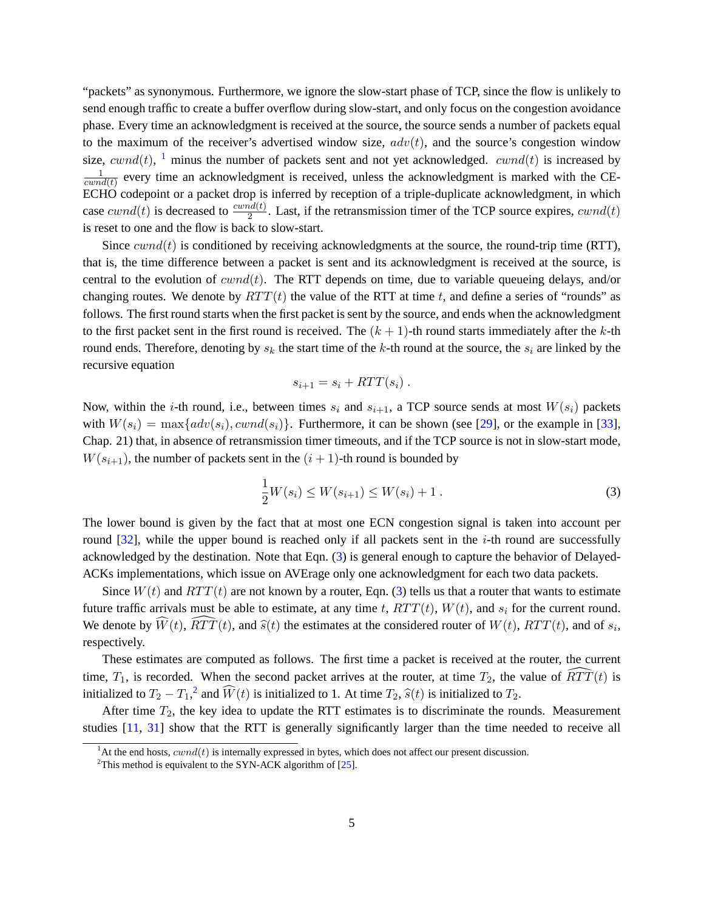"packets" as synonymous. Furthermore, we ignore the slow-start phase of TCP, since the flow is unlikely to send enough traffic to create a buffer overflow during slow-start, and only focus on the congestion avoidance phase. Every time an acknowledgment is received at the source, the source sends a number of packets equal to the maximum of the receiver's advertised window size, $adv(t)$, and the source's congestion window size, $cwnd(t)$, [1] minus the number of packets sent and not yet acknowledged. $cwnd(t)$ is increased by $\frac{1}{cwnd(t)}$ every time an acknowledgment is received, unless the acknowledgment is marked with the CE-ECHO codepoint or a packet drop is inferred by reception of a triple-duplicate acknowledgment, in which case $cwnd(t)$ is decreased to $\frac{cwnd(t)}{2}$. Last, if the retransmission timer of the TCP source expires, $cwnd(t)$ is reset to one and the flow is back to slow-start.

Since $cwnd(t)$ is conditioned by receiving acknowledgments at the source, the round-trip time (RTT), that is, the time difference between a packet is sent and its acknowledgment is received at the source, is central to the evolution of $cwnd(t)$. The RTT depends on time, due to variable queueing delays, and/or changing routes. We denote by $RTT(t)$ the value of the RTT at time $t$, and define a series of "rounds" as follows. The first round starts when the first packet is sent by the source, and ends when the acknowledgment to the first packet sent in the first round is received. The $(k+1)$-th round starts immediately after the $k$-th round ends. Therefore, denoting by $s_k$ the start time of the $k$-th round at the source, the $s_i$ are linked by the recursive equation

$$s_{i+1} = s_i + RTT(s_i) \ .$$

Now, within the $i$-th round, i.e., between times $s_i$ and $s_{i+1}$, a TCP source sends at most $W(s_i)$ packets with $W(s_i) = \max\{adv(s_i), cwnd(s_i)\}$. Furthermore, it can be shown (see [29], or the example in [33], Chap. 21) that, in absence of retransmission timer timeouts, and if the TCP source is not in slow-start mode, $W(s_{i+1})$, the number of packets sent in the $(i+1)$-th round is bounded by

$$\frac{1}{2}W(s_i) \leq W(s_{i+1}) \leq W(s_i) + 1 \ . \tag{3}$$

The lower bound is given by the fact that at most one ECN congestion signal is taken into account per round [32], while the upper bound is reached only if all packets sent in the $i$-th round are successfully acknowledged by the destination. Note that Eqn. (3) is general enough to capture the behavior of Delayed-ACKs implementations, which issue on AVErage only one acknowledgment for each two data packets.

Since $W(t)$ and $RTT(t)$ are not known by a router, Eqn. (3) tells us that a router that wants to estimate future traffic arrivals must be able to estimate, at any time $t$, $RTT(t)$, $W(t)$, and $s_i$ for the current round. We denote by $\widehat{W}(t)$, $\widehat{RTT}(t)$, and $\widehat{s}(t)$ the estimates at the considered router of $W(t)$, $RTT(t)$, and of $s_i$, respectively.

These estimates are computed as follows. The first time a packet is received at the router, the current time, $T_1$, is recorded. When the second packet arrives at the router, at time $T_2$, the value of $\widehat{RTT}(t)$ is initialized to $T_2 - T_1$,[2] and $\widehat{W}(t)$ is initialized to 1. At time $T_2$, $\widehat{s}(t)$ is initialized to $T_2$.

After time $T_2$, the key idea to update the RTT estimates is to discriminate the rounds. Measurement studies [11, 31] show that the RTT is generally significantly larger than the time needed to receive all

[1] At the end hosts, $cwnd(t)$ is internally expressed in bytes, which does not affect our present discussion.

[2] This method is equivalent to the SYN-ACK algorithm of [25].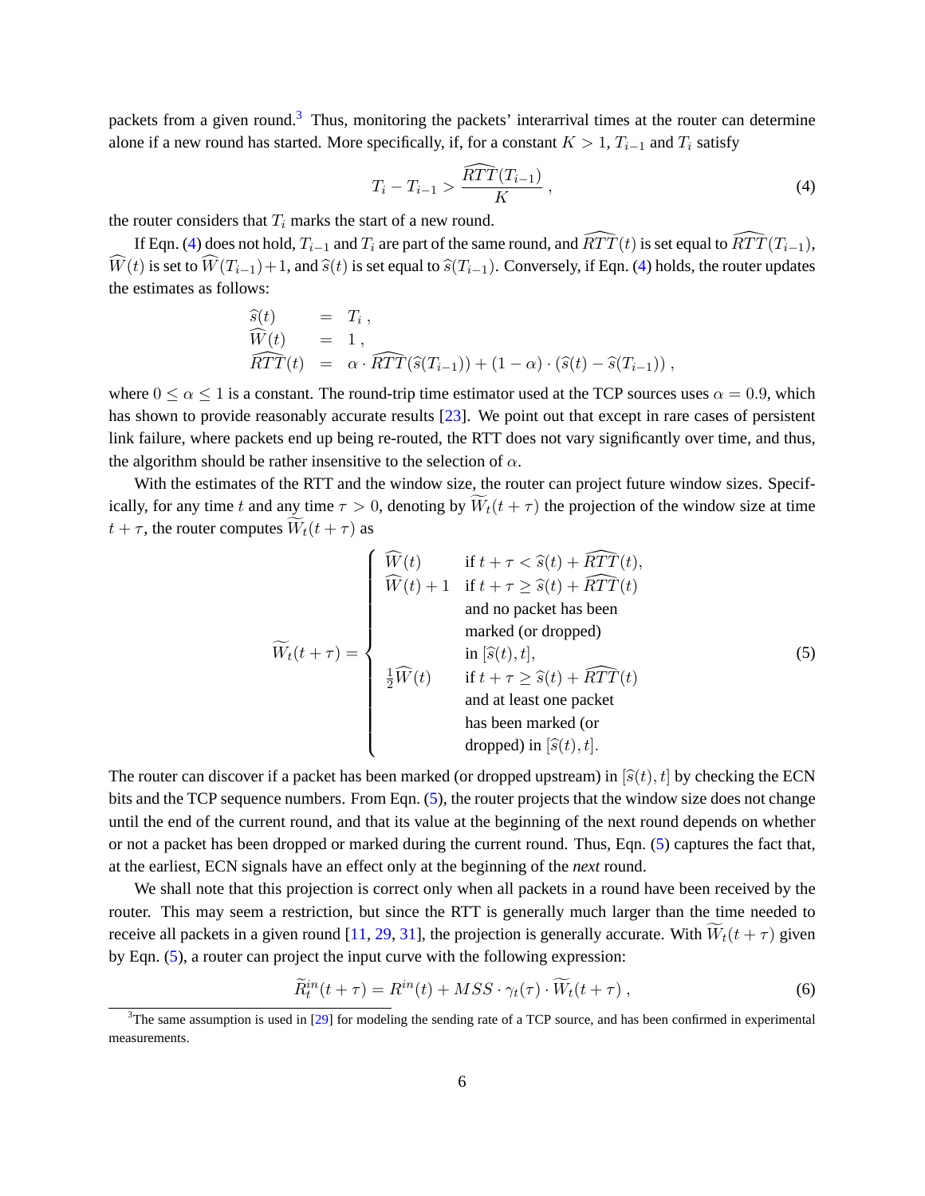packets from a given round.[3] Thus, monitoring the packets' interarrival times at the router can determine alone if a new round has started. More specifically, if, for a constant $K > 1$, $T_{i-1}$ and $T_i$ satisfy

$$T_i - T_{i-1} > \frac{\widehat{RTT}(T_{i-1})}{K}\,, \tag{4}$$

the router considers that $T_i$ marks the start of a new round.

If Eqn. (4) does not hold, $T_{i-1}$ and $T_i$ are part of the same round, and $\widehat{RTT}(t)$ is set equal to $\widehat{RTT}(T_{i-1})$, $\widehat{W}(t)$ is set to $\widehat{W}(T_{i-1})+1$, and $\widehat{s}(t)$ is set equal to $\widehat{s}(T_{i-1})$. Conversely, if Eqn. (4) holds, the router updates the estimates as follows:

$$\begin{aligned}
\widehat{s}(t) &= T_i\,, \\
\widehat{W}(t) &= 1\,, \\
\widehat{RTT}(t) &= \alpha \cdot \widehat{RTT}(\widehat{s}(T_{i-1})) + (1-\alpha)\cdot(\widehat{s}(t) - \widehat{s}(T_{i-1}))\,,
\end{aligned}$$

where $0 \leq \alpha \leq 1$ is a constant. The round-trip time estimator used at the TCP sources uses $\alpha = 0.9$, which has shown to provide reasonably accurate results [23]. We point out that except in rare cases of persistent link failure, where packets end up being re-routed, the RTT does not vary significantly over time, and thus, the algorithm should be rather insensitive to the selection of $\alpha$.

With the estimates of the RTT and the window size, the router can project future window sizes. Specifically, for any time $t$ and any time $\tau > 0$, denoting by $\widetilde{W}_t(t+\tau)$ the projection of the window size at time $t+\tau$, the router computes $\widetilde{W}_t(t+\tau)$ as

$$\widetilde{W}_t(t+\tau) = \begin{cases} \widehat{W}(t) & \text{if } t+\tau < \widehat{s}(t) + \widehat{RTT}(t), \\ \widehat{W}(t)+1 & \text{if } t+\tau \geq \widehat{s}(t) + \widehat{RTT}(t) \\ & \text{and no packet has been} \\ & \text{marked (or dropped)} \\ & \text{in } [\widehat{s}(t), t], \\ \frac{1}{2}\widehat{W}(t) & \text{if } t+\tau \geq \widehat{s}(t) + \widehat{RTT}(t) \\ & \text{and at least one packet} \\ & \text{has been marked (or} \\ & \text{dropped) in } [\widehat{s}(t), t]. \end{cases} \tag{5}$$

The router can discover if a packet has been marked (or dropped upstream) in $[\widehat{s}(t), t]$ by checking the ECN bits and the TCP sequence numbers. From Eqn. (5), the router projects that the window size does not change until the end of the current round, and that its value at the beginning of the next round depends on whether or not a packet has been dropped or marked during the current round. Thus, Eqn. (5) captures the fact that, at the earliest, ECN signals have an effect only at the beginning of the *next* round.

We shall note that this projection is correct only when all packets in a round have been received by the router. This may seem a restriction, but since the RTT is generally much larger than the time needed to receive all packets in a given round [11, 29, 31], the projection is generally accurate. With $\widetilde{W}_t(t+\tau)$ given by Eqn. (5), a router can project the input curve with the following expression:

$$\widetilde{R}^{in}_t(t+\tau) = R^{in}(t) + MSS \cdot \gamma_t(\tau) \cdot \widetilde{W}_t(t+\tau)\,, \tag{6}$$

[3] The same assumption is used in [29] for modeling the sending rate of a TCP source, and has been confirmed in experimental measurements.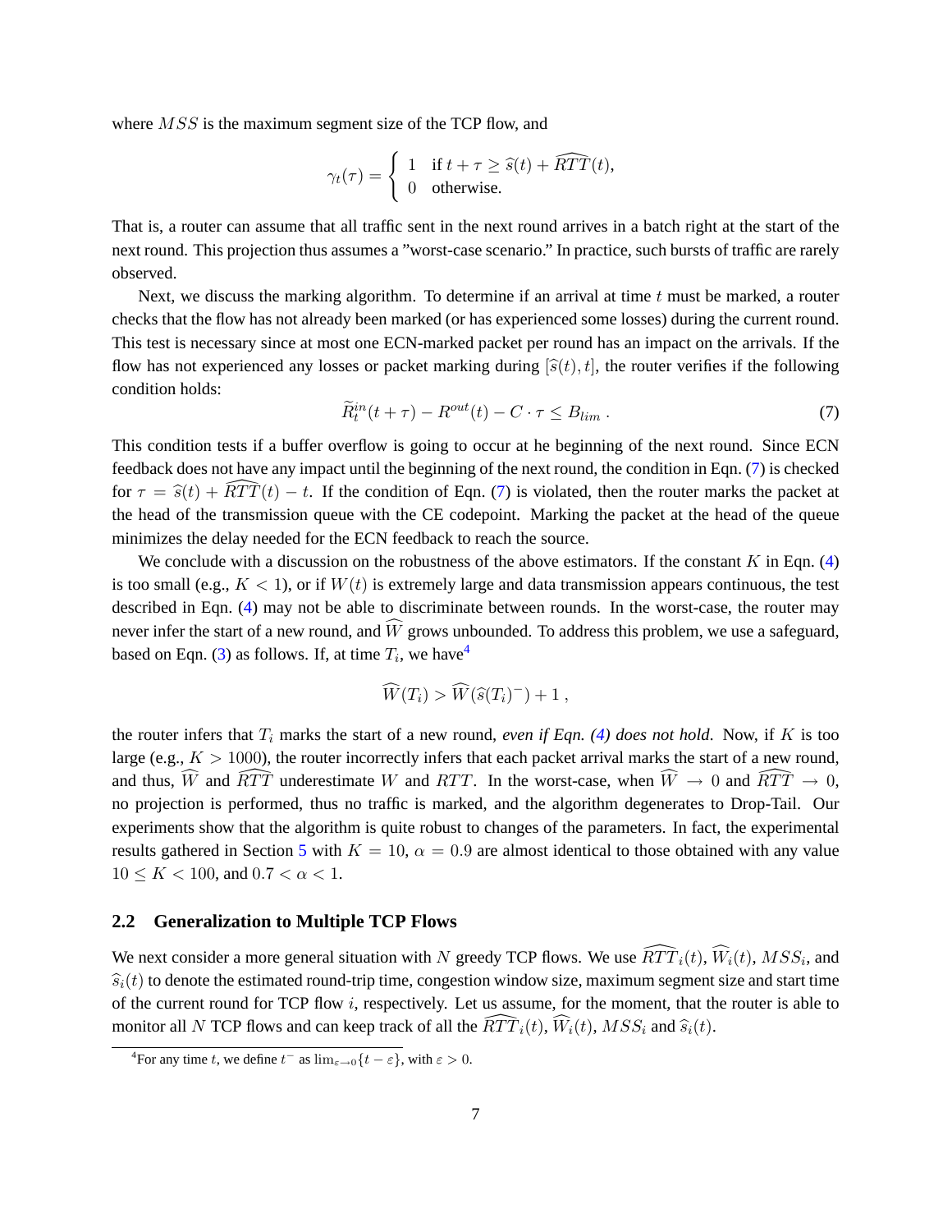where $MSS$ is the maximum segment size of the TCP flow, and

$$\gamma_t(\tau) = \begin{cases} 1 & \text{if } t + \tau \geq \widehat{s}(t) + \widehat{RTT}(t), \\ 0 & \text{otherwise.} \end{cases}$$

That is, a router can assume that all traffic sent in the next round arrives in a batch right at the start of the next round. This projection thus assumes a "worst-case scenario." In practice, such bursts of traffic are rarely observed.

Next, we discuss the marking algorithm. To determine if an arrival at time $t$ must be marked, a router checks that the flow has not already been marked (or has experienced some losses) during the current round. This test is necessary since at most one ECN-marked packet per round has an impact on the arrivals. If the flow has not experienced any losses or packet marking during $[\widehat{s}(t), t]$, the router verifies if the following condition holds:

$$\widetilde{R}_t^{in}(t + \tau) - R^{out}(t) - C \cdot \tau \leq B_{lim} \, . \tag{7}$$

This condition tests if a buffer overflow is going to occur at he beginning of the next round. Since ECN feedback does not have any impact until the beginning of the next round, the condition in Eqn. (7) is checked for $\tau = \widehat{s}(t) + \widehat{RTT}(t) - t$. If the condition of Eqn. (7) is violated, then the router marks the packet at the head of the transmission queue with the CE codepoint. Marking the packet at the head of the queue minimizes the delay needed for the ECN feedback to reach the source.

We conclude with a discussion on the robustness of the above estimators. If the constant $K$ in Eqn. (4) is too small (e.g., $K < 1$), or if $W(t)$ is extremely large and data transmission appears continuous, the test described in Eqn. (4) may not be able to discriminate between rounds. In the worst-case, the router may never infer the start of a new round, and $\widehat{W}$ grows unbounded. To address this problem, we use a safeguard, based on Eqn. (3) as follows. If, at time $T_i$, we have[4]

$$\widehat{W}(T_i) > \widehat{W}(\widehat{s}(T_i)^-) + 1 \, ,$$

the router infers that $T_i$ marks the start of a new round, *even if Eqn. (4) does not hold*. Now, if $K$ is too large (e.g., $K > 1000$), the router incorrectly infers that each packet arrival marks the start of a new round, and thus, $\widehat{W}$ and $\widehat{RTT}$ underestimate $W$ and $RTT$. In the worst-case, when $\widehat{W} \rightarrow 0$ and $\widehat{RTT} \rightarrow 0$, no projection is performed, thus no traffic is marked, and the algorithm degenerates to Drop-Tail. Our experiments show that the algorithm is quite robust to changes of the parameters. In fact, the experimental results gathered in Section 5 with $K = 10$, $\alpha = 0.9$ are almost identical to those obtained with any value $10 \leq K < 100$, and $0.7 < \alpha < 1$.

### 2.2 Generalization to Multiple TCP Flows

We next consider a more general situation with $N$ greedy TCP flows. We use $\widehat{RTT}_i(t)$, $\widehat{W}_i(t)$, $MSS_i$, and $\widehat{s}_i(t)$ to denote the estimated round-trip time, congestion window size, maximum segment size and start time of the current round for TCP flow $i$, respectively. Let us assume, for the moment, that the router is able to monitor all $N$ TCP flows and can keep track of all the $\widehat{RTT}_i(t)$, $\widehat{W}_i(t)$, $MSS_i$ and $\widehat{s}_i(t)$.

[4] For any time $t$, we define $t^-$ as $\lim_{\varepsilon \to 0}\{t - \varepsilon\}$, with $\varepsilon > 0$.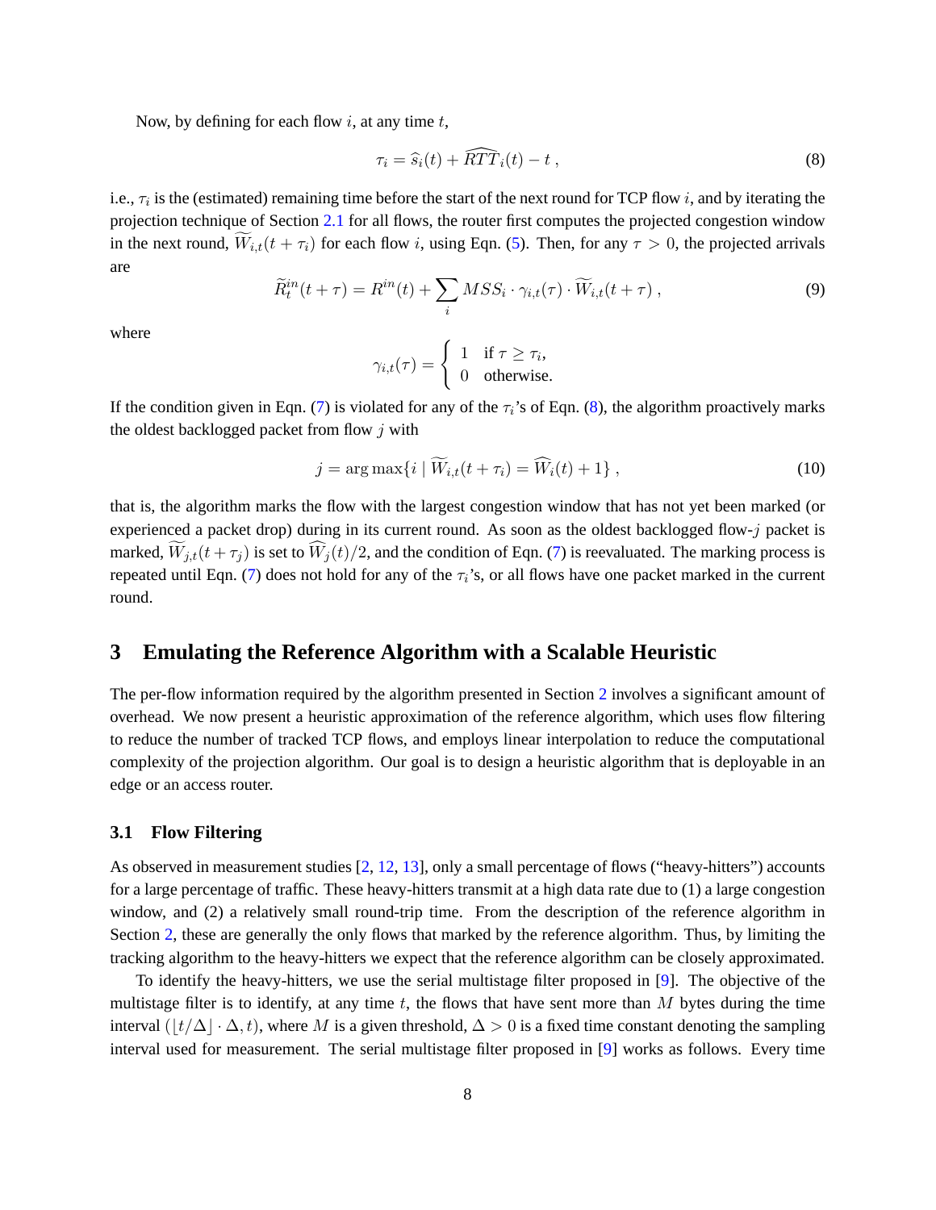Now, by defining for each flow $i$, at any time $t$,

$$\tau_i = \widehat{s}_i(t) + \widehat{RTT}_i(t) - t \; , \tag{8}$$

i.e., $\tau_i$ is the (estimated) remaining time before the start of the next round for TCP flow $i$, and by iterating the projection technique of Section 2.1 for all flows, the router first computes the projected congestion window in the next round, $\widetilde{W}_{i,t}(t + \tau_i)$ for each flow $i$, using Eqn. (5). Then, for any $\tau > 0$, the projected arrivals are

$$\widetilde{R}_t^{in}(t + \tau) = R^{in}(t) + \sum_i MSS_i \cdot \gamma_{i,t}(\tau) \cdot \widetilde{W}_{i,t}(t + \tau) \; , \tag{9}$$

where

$$\gamma_{i,t}(\tau) = \begin{cases} 1 & \text{if } \tau \geq \tau_i, \\ 0 & \text{otherwise.} \end{cases}$$

If the condition given in Eqn. (7) is violated for any of the $\tau_i$'s of Eqn. (8), the algorithm proactively marks the oldest backlogged packet from flow $j$ with

$$j = \arg\max\{i \mid \widetilde{W}_{i,t}(t + \tau_i) = \widehat{W}_i(t) + 1\} \; , \tag{10}$$

that is, the algorithm marks the flow with the largest congestion window that has not yet been marked (or experienced a packet drop) during in its current round. As soon as the oldest backlogged flow-$j$ packet is marked, $\widetilde{W}_{j,t}(t + \tau_j)$ is set to $\widehat{W}_j(t)/2$, and the condition of Eqn. (7) is reevaluated. The marking process is repeated until Eqn. (7) does not hold for any of the $\tau_i$'s, or all flows have one packet marked in the current round.

# 3 Emulating the Reference Algorithm with a Scalable Heuristic

The per-flow information required by the algorithm presented in Section 2 involves a significant amount of overhead. We now present a heuristic approximation of the reference algorithm, which uses flow filtering to reduce the number of tracked TCP flows, and employs linear interpolation to reduce the computational complexity of the projection algorithm. Our goal is to design a heuristic algorithm that is deployable in an edge or an access router.

## 3.1 Flow Filtering

As observed in measurement studies [2, 12, 13], only a small percentage of flows ("heavy-hitters") accounts for a large percentage of traffic. These heavy-hitters transmit at a high data rate due to (1) a large congestion window, and (2) a relatively small round-trip time. From the description of the reference algorithm in Section 2, these are generally the only flows that marked by the reference algorithm. Thus, by limiting the tracking algorithm to the heavy-hitters we expect that the reference algorithm can be closely approximated.

To identify the heavy-hitters, we use the serial multistage filter proposed in [9]. The objective of the multistage filter is to identify, at any time $t$, the flows that have sent more than $M$ bytes during the time interval $(\lfloor t/\Delta \rfloor \cdot \Delta, t)$, where $M$ is a given threshold, $\Delta > 0$ is a fixed time constant denoting the sampling interval used for measurement. The serial multistage filter proposed in [9] works as follows. Every time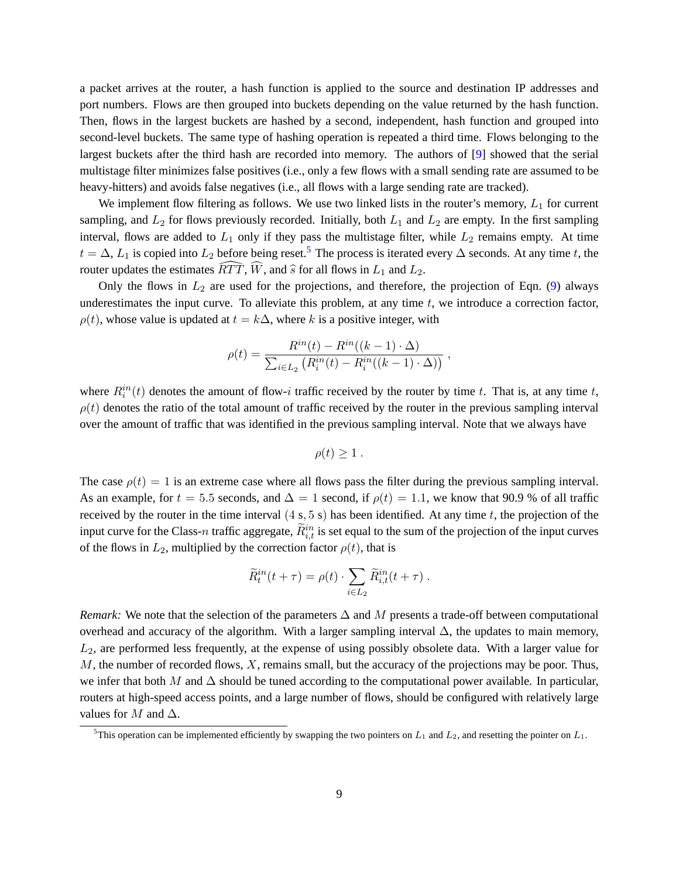a packet arrives at the router, a hash function is applied to the source and destination IP addresses and port numbers. Flows are then grouped into buckets depending on the value returned by the hash function. Then, flows in the largest buckets are hashed by a second, independent, hash function and grouped into second-level buckets. The same type of hashing operation is repeated a third time. Flows belonging to the largest buckets after the third hash are recorded into memory. The authors of [9] showed that the serial multistage filter minimizes false positives (i.e., only a few flows with a small sending rate are assumed to be heavy-hitters) and avoids false negatives (i.e., all flows with a large sending rate are tracked).

We implement flow filtering as follows. We use two linked lists in the router's memory, $L_1$ for current sampling, and $L_2$ for flows previously recorded. Initially, both $L_1$ and $L_2$ are empty. In the first sampling interval, flows are added to $L_1$ only if they pass the multistage filter, while $L_2$ remains empty. At time $t = \Delta$, $L_1$ is copied into $L_2$ before being reset.[5] The process is iterated every $\Delta$ seconds. At any time $t$, the router updates the estimates $\widehat{RTT}$, $\widehat{W}$, and $\widehat{s}$ for all flows in $L_1$ and $L_2$.

Only the flows in $L_2$ are used for the projections, and therefore, the projection of Eqn. (9) always underestimates the input curve. To alleviate this problem, at any time $t$, we introduce a correction factor, $\rho(t)$, whose value is updated at $t = k\Delta$, where $k$ is a positive integer, with

$$\rho(t) = \frac{R^{in}(t) - R^{in}((k-1) \cdot \Delta)}{\sum_{i \in L_2} \left( R_i^{in}(t) - R_i^{in}((k-1) \cdot \Delta) \right)} ,$$

where $R_i^{in}(t)$ denotes the amount of flow-$i$ traffic received by the router by time $t$. That is, at any time $t$, $\rho(t)$ denotes the ratio of the total amount of traffic received by the router in the previous sampling interval over the amount of traffic that was identified in the previous sampling interval. Note that we always have

$$\rho(t) \geq 1 .$$

The case $\rho(t) = 1$ is an extreme case where all flows pass the filter during the previous sampling interval. As an example, for $t = 5.5$ seconds, and $\Delta = 1$ second, if $\rho(t) = 1.1$, we know that 90.9 % of all traffic received by the router in the time interval $(4\text{ s}, 5\text{ s})$ has been identified. At any time $t$, the projection of the input curve for the Class-$n$ traffic aggregate, $\widetilde{R}_{i,t}^{in}$ is set equal to the sum of the projection of the input curves of the flows in $L_2$, multiplied by the correction factor $\rho(t)$, that is

$$\widetilde{R}_t^{in}(t+\tau) = \rho(t) \cdot \sum_{i \in L_2} \widetilde{R}_{i,t}^{in}(t+\tau) .$$

*Remark:* We note that the selection of the parameters $\Delta$ and $M$ presents a trade-off between computational overhead and accuracy of the algorithm. With a larger sampling interval $\Delta$, the updates to main memory, $L_2$, are performed less frequently, at the expense of using possibly obsolete data. With a larger value for $M$, the number of recorded flows, $X$, remains small, but the accuracy of the projections may be poor. Thus, we infer that both $M$ and $\Delta$ should be tuned according to the computational power available. In particular, routers at high-speed access points, and a large number of flows, should be configured with relatively large values for $M$ and $\Delta$.

[5] This operation can be implemented efficiently by swapping the two pointers on $L_1$ and $L_2$, and resetting the pointer on $L_1$.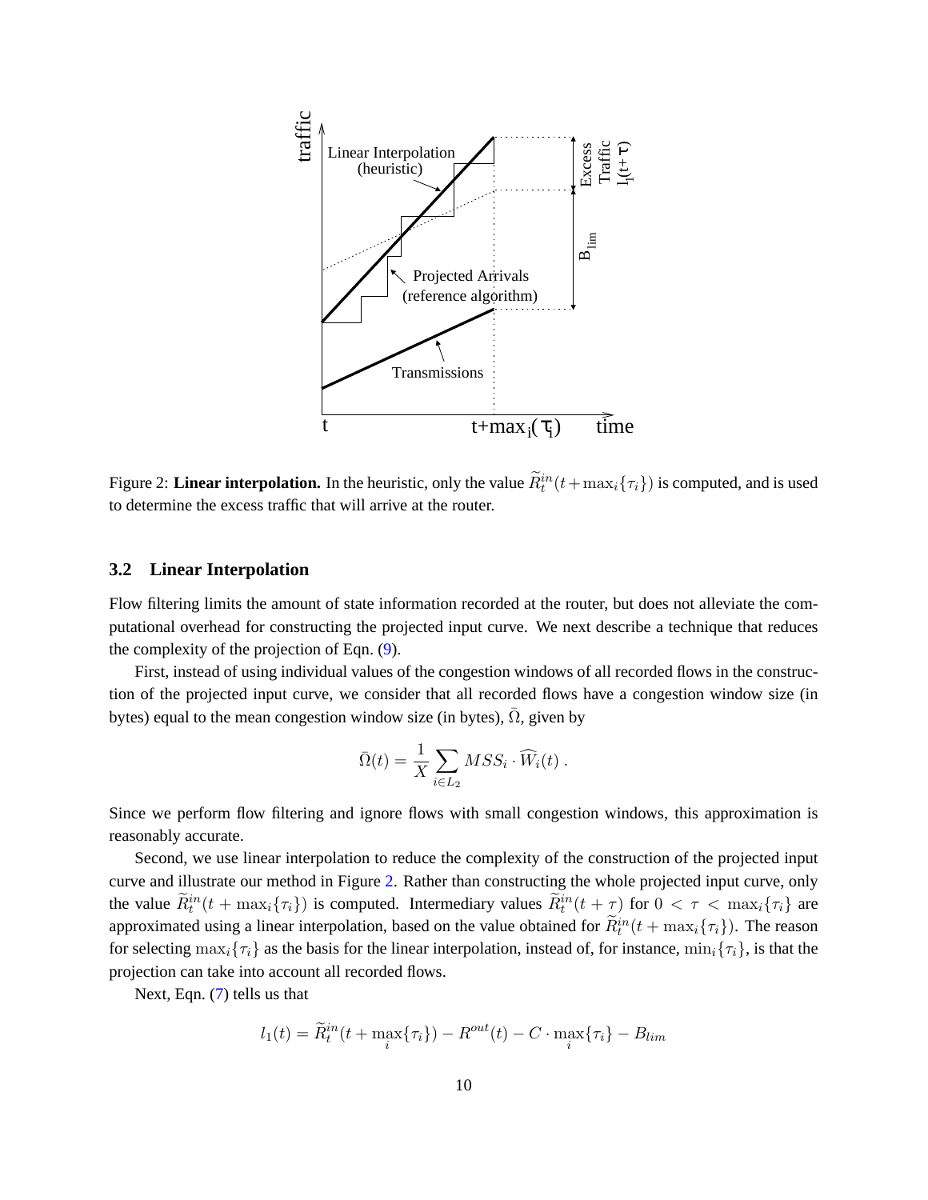Figure 2: **Linear interpolation.** In the heuristic, only the value $\widetilde{R}_t^{in}(t+\max_i\{\tau_i\})$ is computed, and is used to determine the excess traffic that will arrive at the router.

### 3.2 Linear Interpolation

Flow filtering limits the amount of state information recorded at the router, but does not alleviate the computational overhead for constructing the projected input curve. We next describe a technique that reduces the complexity of the projection of Eqn. (9).

First, instead of using individual values of the congestion windows of all recorded flows in the construction of the projected input curve, we consider that all recorded flows have a congestion window size (in bytes) equal to the mean congestion window size (in bytes), $\bar{\Omega}$, given by

$$\bar{\Omega}(t) = \frac{1}{X} \sum_{i \in L_2} MSS_i \cdot \widehat{W}_i(t) \ .$$

Since we perform flow filtering and ignore flows with small congestion windows, this approximation is reasonably accurate.

Second, we use linear interpolation to reduce the complexity of the construction of the projected input curve and illustrate our method in Figure 2. Rather than constructing the whole projected input curve, only the value $\widetilde{R}_t^{in}(t+\max_i\{\tau_i\})$ is computed. Intermediary values $\widetilde{R}_t^{in}(t+\tau)$ for $0 < \tau < \max_i\{\tau_i\}$ are approximated using a linear interpolation, based on the value obtained for $\widetilde{R}_t^{in}(t+\max_i\{\tau_i\})$. The reason for selecting $\max_i\{\tau_i\}$ as the basis for the linear interpolation, instead of, for instance, $\min_i\{\tau_i\}$, is that the projection can take into account all recorded flows.

Next, Eqn. (7) tells us that

$$l_1(t) = \widetilde{R}_t^{in}(t+\max_i\{\tau_i\}) - R^{out}(t) - C \cdot \max_i\{\tau_i\} - B_{lim}$$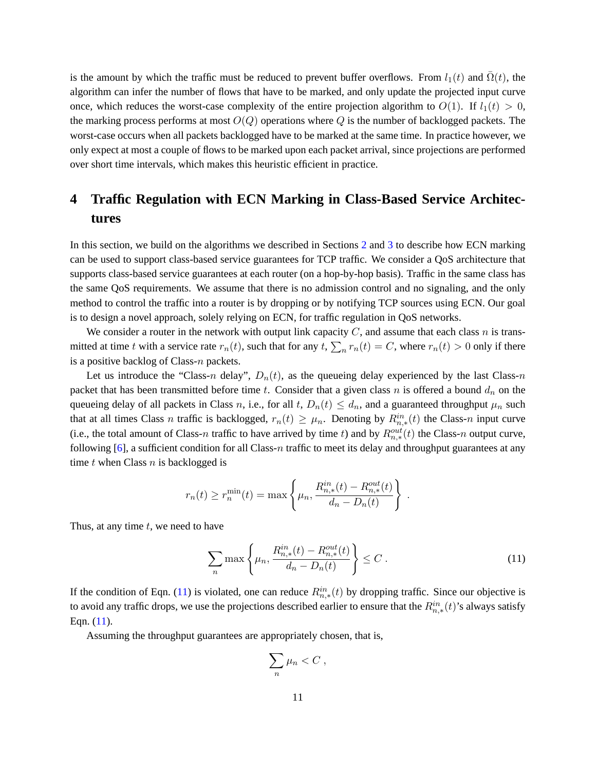is the amount by which the traffic must be reduced to prevent buffer overflows. From $l_1(t)$ and $\bar{\Omega}(t)$, the algorithm can infer the number of flows that have to be marked, and only update the projected input curve once, which reduces the worst-case complexity of the entire projection algorithm to $O(1)$. If $l_1(t) > 0$, the marking process performs at most $O(Q)$ operations where $Q$ is the number of backlogged packets. The worst-case occurs when all packets backlogged have to be marked at the same time. In practice however, we only expect at most a couple of flows to be marked upon each packet arrival, since projections are performed over short time intervals, which makes this heuristic efficient in practice.

# 4 Traffic Regulation with ECN Marking in Class-Based Service Architectures

In this section, we build on the algorithms we described in Sections 2 and 3 to describe how ECN marking can be used to support class-based service guarantees for TCP traffic. We consider a QoS architecture that supports class-based service guarantees at each router (on a hop-by-hop basis). Traffic in the same class has the same QoS requirements. We assume that there is no admission control and no signaling, and the only method to control the traffic into a router is by dropping or by notifying TCP sources using ECN. Our goal is to design a novel approach, solely relying on ECN, for traffic regulation in QoS networks.

We consider a router in the network with output link capacity $C$, and assume that each class $n$ is transmitted at time $t$ with a service rate $r_n(t)$, such that for any $t$, $\sum_n r_n(t) = C$, where $r_n(t) > 0$ only if there is a positive backlog of Class-$n$ packets.

Let us introduce the "Class-$n$ delay", $D_n(t)$, as the queueing delay experienced by the last Class-$n$ packet that has been transmitted before time $t$. Consider that a given class $n$ is offered a bound $d_n$ on the queueing delay of all packets in Class $n$, i.e., for all $t$, $D_n(t) \leq d_n$, and a guaranteed throughput $\mu_n$ such that at all times Class $n$ traffic is backlogged, $r_n(t) \geq \mu_n$. Denoting by $R^{in}_{n,*}(t)$ the Class-$n$ input curve (i.e., the total amount of Class-$n$ traffic to have arrived by time $t$) and by $R^{out}_{n,*}(t)$ the Class-$n$ output curve, following [6], a sufficient condition for all Class-$n$ traffic to meet its delay and throughput guarantees at any time $t$ when Class $n$ is backlogged is

$$r_n(t) \geq r_n^{\min}(t) = \max\left\{\mu_n, \frac{R^{in}_{n,*}(t) - R^{out}_{n,*}(t)}{d_n - D_n(t)}\right\} .$$

Thus, at any time $t$, we need to have

$$\sum_n \max\left\{\mu_n, \frac{R^{in}_{n,*}(t) - R^{out}_{n,*}(t)}{d_n - D_n(t)}\right\} \leq C . \tag{11}$$

If the condition of Eqn. (11) is violated, one can reduce $R^{in}_{n,*}(t)$ by dropping traffic. Since our objective is to avoid any traffic drops, we use the projections described earlier to ensure that the $R^{in}_{n,*}(t)$'s always satisfy Eqn. (11).

Assuming the throughput guarantees are appropriately chosen, that is,

$$\sum_n \mu_n < C ,$$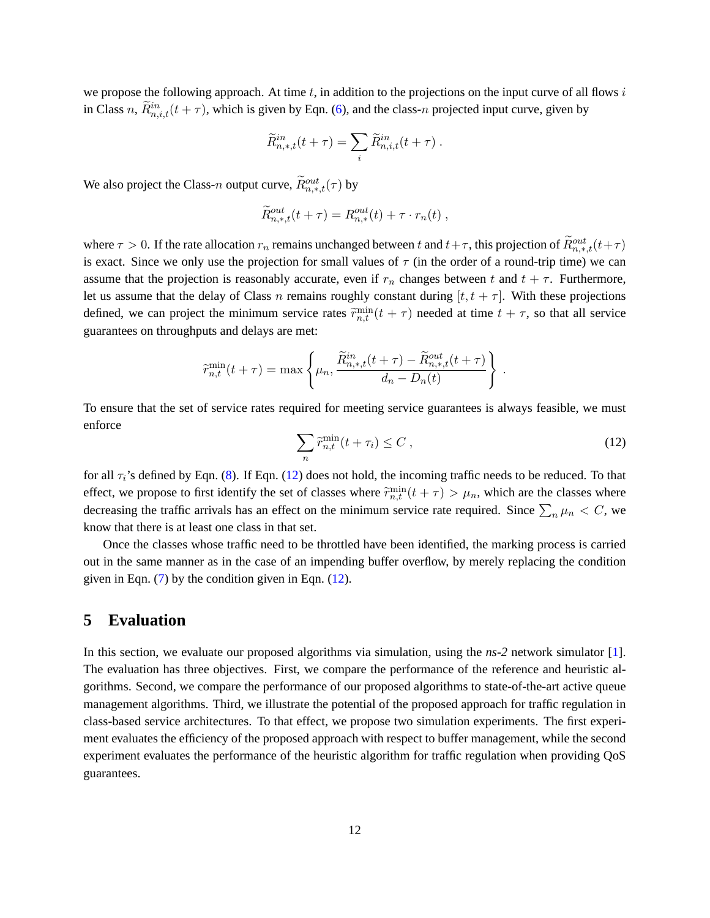we propose the following approach. At time $t$, in addition to the projections on the input curve of all flows $i$ in Class $n$, $\widetilde{R}^{in}_{n,i,t}(t+\tau)$, which is given by Eqn. (6), and the class-$n$ projected input curve, given by

$$\widetilde{R}^{in}_{n,*,t}(t+\tau) = \sum_i \widetilde{R}^{in}_{n,i,t}(t+\tau) \; .$$

We also project the Class-$n$ output curve, $\widetilde{R}^{out}_{n,*,t}(\tau)$ by

$$\widetilde{R}^{out}_{n,*,t}(t+\tau) = R^{out}_{n,*}(t) + \tau \cdot r_n(t) \; ,$$

where $\tau > 0$. If the rate allocation $r_n$ remains unchanged between $t$ and $t+\tau$, this projection of $\widetilde{R}^{out}_{n,*,t}(t+\tau)$ is exact. Since we only use the projection for small values of $\tau$ (in the order of a round-trip time) we can assume that the projection is reasonably accurate, even if $r_n$ changes between $t$ and $t+\tau$. Furthermore, let us assume that the delay of Class $n$ remains roughly constant during $[t, t+\tau]$. With these projections defined, we can project the minimum service rates $\widetilde{r}^{\min}_{n,t}(t+\tau)$ needed at time $t+\tau$, so that all service guarantees on throughputs and delays are met:

$$\widetilde{r}^{\min}_{n,t}(t+\tau) = \max\left\{\mu_n, \frac{\widetilde{R}^{in}_{n,*,t}(t+\tau) - \widetilde{R}^{out}_{n,*,t}(t+\tau)}{d_n - D_n(t)}\right\} \; .$$

To ensure that the set of service rates required for meeting service guarantees is always feasible, we must enforce

$$\sum_n \widetilde{r}^{\min}_{n,t}(t+\tau_i) \leq C \; , \tag{12}$$

for all $\tau_i$'s defined by Eqn. (8). If Eqn. (12) does not hold, the incoming traffic needs to be reduced. To that effect, we propose to first identify the set of classes where $\widetilde{r}^{\min}_{n,t}(t+\tau) > \mu_n$, which are the classes where decreasing the traffic arrivals has an effect on the minimum service rate required. Since $\sum_n \mu_n < C$, we know that there is at least one class in that set.

Once the classes whose traffic need to be throttled have been identified, the marking process is carried out in the same manner as in the case of an impending buffer overflow, by merely replacing the condition given in Eqn. (7) by the condition given in Eqn. (12).

# 5 Evaluation

In this section, we evaluate our proposed algorithms via simulation, using the *ns-2* network simulator [1]. The evaluation has three objectives. First, we compare the performance of the reference and heuristic algorithms. Second, we compare the performance of our proposed algorithms to state-of-the-art active queue management algorithms. Third, we illustrate the potential of the proposed approach for traffic regulation in class-based service architectures. To that effect, we propose two simulation experiments. The first experiment evaluates the efficiency of the proposed approach with respect to buffer management, while the second experiment evaluates the performance of the heuristic algorithm for traffic regulation when providing QoS guarantees.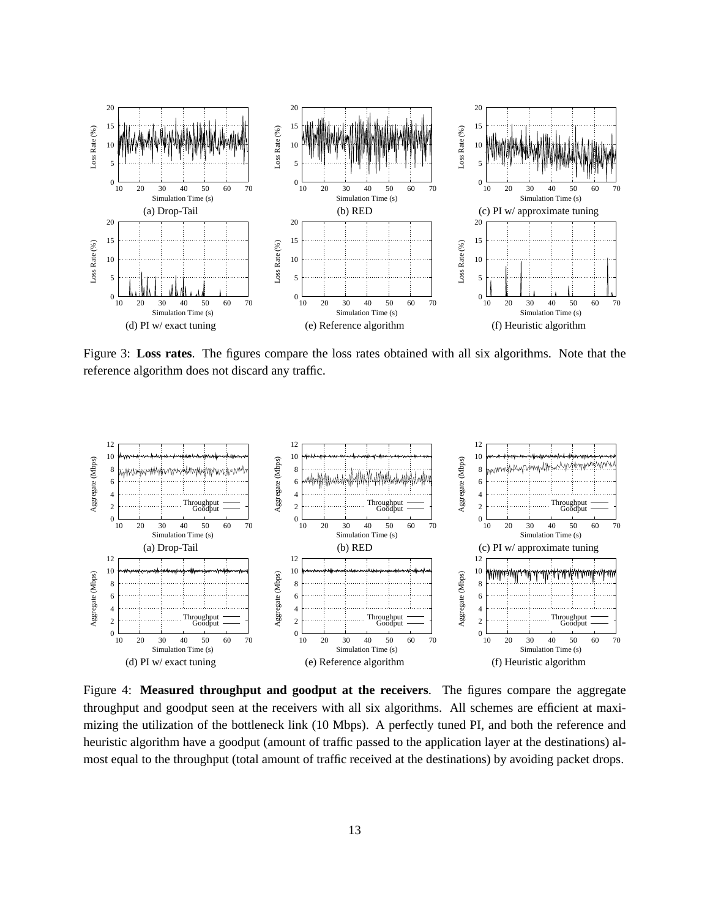Figure 3: **Loss rates**. The figures compare the loss rates obtained with all six algorithms. Note that the reference algorithm does not discard any traffic.

Figure 4: **Measured throughput and goodput at the receivers**. The figures compare the aggregate throughput and goodput seen at the receivers with all six algorithms. All schemes are efficient at maximizing the utilization of the bottleneck link (10 Mbps). A perfectly tuned PI, and both the reference and heuristic algorithm have a goodput (amount of traffic passed to the application layer at the destinations) almost equal to the throughput (total amount of traffic received at the destinations) by avoiding packet drops.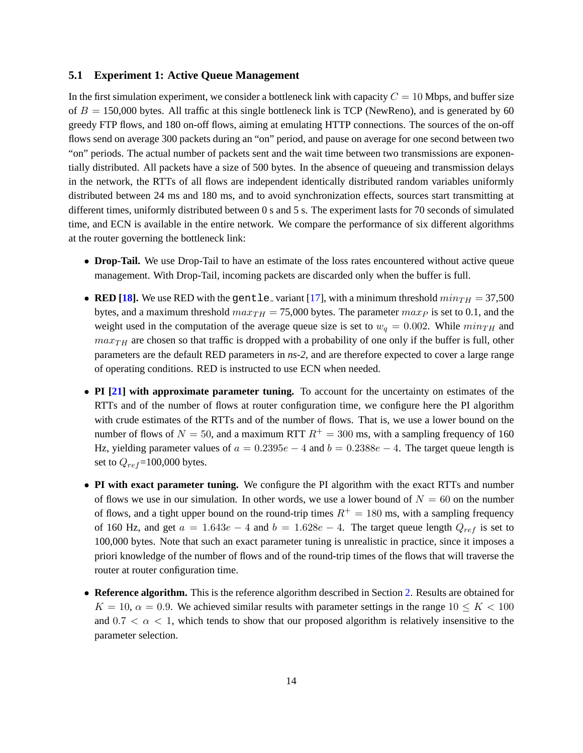### 5.1 Experiment 1: Active Queue Management

In the first simulation experiment, we consider a bottleneck link with capacity $C = 10$ Mbps, and buffer size of $B =$ 150,000 bytes. All traffic at this single bottleneck link is TCP (NewReno), and is generated by 60 greedy FTP flows, and 180 on-off flows, aiming at emulating HTTP connections. The sources of the on-off flows send on average 300 packets during an "on" period, and pause on average for one second between two "on" periods. The actual number of packets sent and the wait time between two transmissions are exponentially distributed. All packets have a size of 500 bytes. In the absence of queueing and transmission delays in the network, the RTTs of all flows are independent identically distributed random variables uniformly distributed between 24 ms and 180 ms, and to avoid synchronization effects, sources start transmitting at different times, uniformly distributed between 0 s and 5 s. The experiment lasts for 70 seconds of simulated time, and ECN is available in the entire network. We compare the performance of six different algorithms at the router governing the bottleneck link:

- **Drop-Tail.** We use Drop-Tail to have an estimate of the loss rates encountered without active queue management. With Drop-Tail, incoming packets are discarded only when the buffer is full.
- **RED [18].** We use RED with the `gentle_` variant [17], with a minimum threshold $min_{TH} =$ 37,500 bytes, and a maximum threshold $max_{TH} =$ 75,000 bytes. The parameter $max_P$ is set to 0.1, and the weight used in the computation of the average queue size is set to $w_q = 0.002$. While $min_{TH}$ and $max_{TH}$ are chosen so that traffic is dropped with a probability of one only if the buffer is full, other parameters are the default RED parameters in *ns-2*, and are therefore expected to cover a large range of operating conditions. RED is instructed to use ECN when needed.
- **PI [21] with approximate parameter tuning.** To account for the uncertainty on estimates of the RTTs and of the number of flows at router configuration time, we configure here the PI algorithm with crude estimates of the RTTs and of the number of flows. That is, we use a lower bound on the number of flows of $N = 50$, and a maximum RTT $R^+ = 300$ ms, with a sampling frequency of 160 Hz, yielding parameter values of $a = 0.2395e-4$ and $b = 0.2388e-4$. The target queue length is set to $Q_{ref}$=100,000 bytes.
- **PI with exact parameter tuning.** We configure the PI algorithm with the exact RTTs and number of flows we use in our simulation. In other words, we use a lower bound of $N = 60$ on the number of flows, and a tight upper bound on the round-trip times $R^+ = 180$ ms, with a sampling frequency of 160 Hz, and get $a = 1.643e-4$ and $b = 1.628e-4$. The target queue length $Q_{ref}$ is set to 100,000 bytes. Note that such an exact parameter tuning is unrealistic in practice, since it imposes a priori knowledge of the number of flows and of the round-trip times of the flows that will traverse the router at router configuration time.
- **Reference algorithm.** This is the reference algorithm described in Section 2. Results are obtained for $K = 10$, $\alpha = 0.9$. We achieved similar results with parameter settings in the range $10 \leq K < 100$ and $0.7 < \alpha < 1$, which tends to show that our proposed algorithm is relatively insensitive to the parameter selection.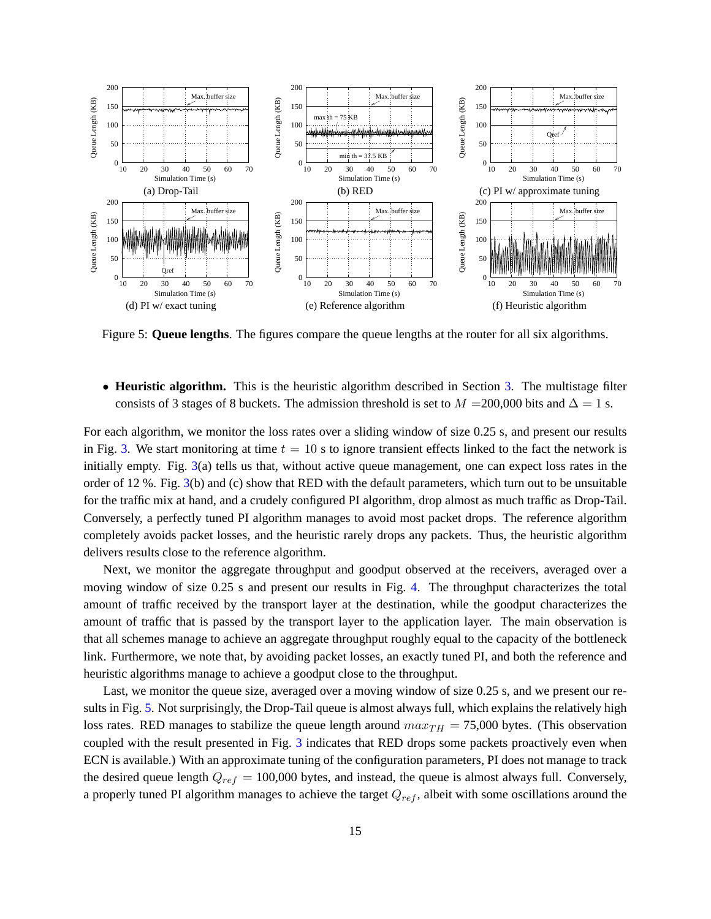Figure 5: **Queue lengths**. The figures compare the queue lengths at the router for all six algorithms.

- **Heuristic algorithm.** This is the heuristic algorithm described in Section 3. The multistage filter consists of 3 stages of 8 buckets. The admission threshold is set to $M$ =200,000 bits and $\Delta = 1$ s.

For each algorithm, we monitor the loss rates over a sliding window of size 0.25 s, and present our results in Fig. 3. We start monitoring at time $t = 10$ s to ignore transient effects linked to the fact the network is initially empty. Fig. 3(a) tells us that, without active queue management, one can expect loss rates in the order of 12 %. Fig. 3(b) and (c) show that RED with the default parameters, which turn out to be unsuitable for the traffic mix at hand, and a crudely configured PI algorithm, drop almost as much traffic as Drop-Tail. Conversely, a perfectly tuned PI algorithm manages to avoid most packet drops. The reference algorithm completely avoids packet losses, and the heuristic rarely drops any packets. Thus, the heuristic algorithm delivers results close to the reference algorithm.

Next, we monitor the aggregate throughput and goodput observed at the receivers, averaged over a moving window of size 0.25 s and present our results in Fig. 4. The throughput characterizes the total amount of traffic received by the transport layer at the destination, while the goodput characterizes the amount of traffic that is passed by the transport layer to the application layer. The main observation is that all schemes manage to achieve an aggregate throughput roughly equal to the capacity of the bottleneck link. Furthermore, we note that, by avoiding packet losses, an exactly tuned PI, and both the reference and heuristic algorithms manage to achieve a goodput close to the throughput.

Last, we monitor the queue size, averaged over a moving window of size 0.25 s, and we present our results in Fig. 5. Not surprisingly, the Drop-Tail queue is almost always full, which explains the relatively high loss rates. RED manages to stabilize the queue length around $max_{TH}$ = 75,000 bytes. (This observation coupled with the result presented in Fig. 3 indicates that RED drops some packets proactively even when ECN is available.) With an approximate tuning of the configuration parameters, PI does not manage to track the desired queue length $Q_{ref}$ = 100,000 bytes, and instead, the queue is almost always full. Conversely, a properly tuned PI algorithm manages to achieve the target $Q_{ref}$, albeit with some oscillations around the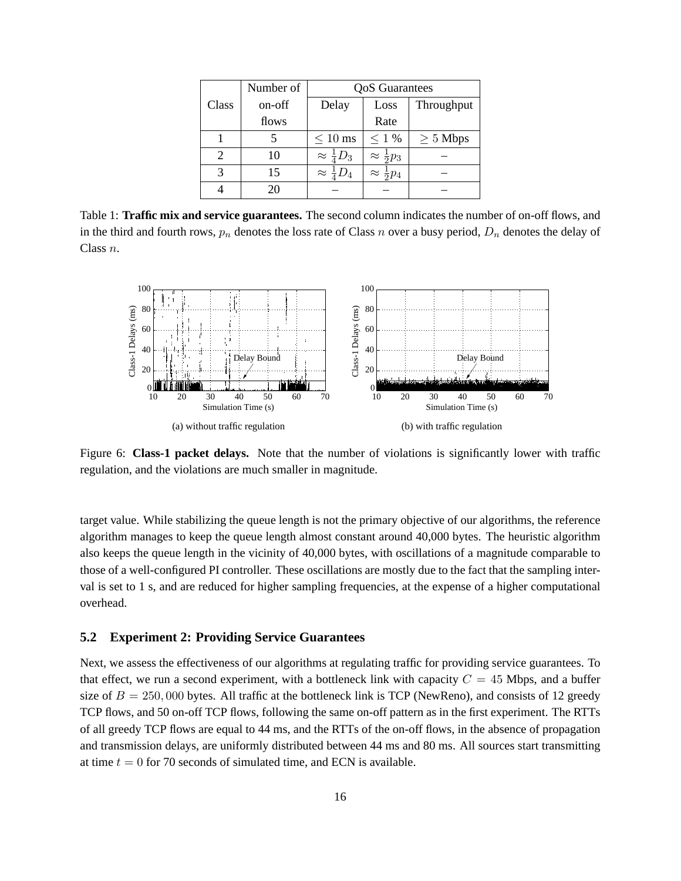| Class | Number of on-off flows | QoS Guarantees | | |
|---|---|---|---|---|
| | | Delay | Loss Rate | Throughput |
| 1 | 5 | $\leq 10$ ms | $\leq 1$ % | $\geq 5$ Mbps |
| 2 | 10 | $\approx \frac{1}{4}D_3$ | $\approx \frac{1}{2}p_3$ | – |
| 3 | 15 | $\approx \frac{1}{4}D_4$ | $\approx \frac{1}{2}p_4$ | – |
| 4 | 20 | – | – | – |

Table 1: **Traffic mix and service guarantees.** The second column indicates the number of on-off flows, and in the third and fourth rows, $p_n$ denotes the loss rate of Class $n$ over a busy period, $D_n$ denotes the delay of Class $n$.

(a) without traffic regulation

(b) with traffic regulation

Figure 6: **Class-1 packet delays.** Note that the number of violations is significantly lower with traffic regulation, and the violations are much smaller in magnitude.

target value. While stabilizing the queue length is not the primary objective of our algorithms, the reference algorithm manages to keep the queue length almost constant around 40,000 bytes. The heuristic algorithm also keeps the queue length in the vicinity of 40,000 bytes, with oscillations of a magnitude comparable to those of a well-configured PI controller. These oscillations are mostly due to the fact that the sampling interval is set to 1 s, and are reduced for higher sampling frequencies, at the expense of a higher computational overhead.

## 5.2 Experiment 2: Providing Service Guarantees

Next, we assess the effectiveness of our algorithms at regulating traffic for providing service guarantees. To that effect, we run a second experiment, with a bottleneck link with capacity $C = 45$ Mbps, and a buffer size of $B = 250,000$ bytes. All traffic at the bottleneck link is TCP (NewReno), and consists of 12 greedy TCP flows, and 50 on-off TCP flows, following the same on-off pattern as in the first experiment. The RTTs of all greedy TCP flows are equal to 44 ms, and the RTTs of the on-off flows, in the absence of propagation and transmission delays, are uniformly distributed between 44 ms and 80 ms. All sources start transmitting at time $t = 0$ for 70 seconds of simulated time, and ECN is available.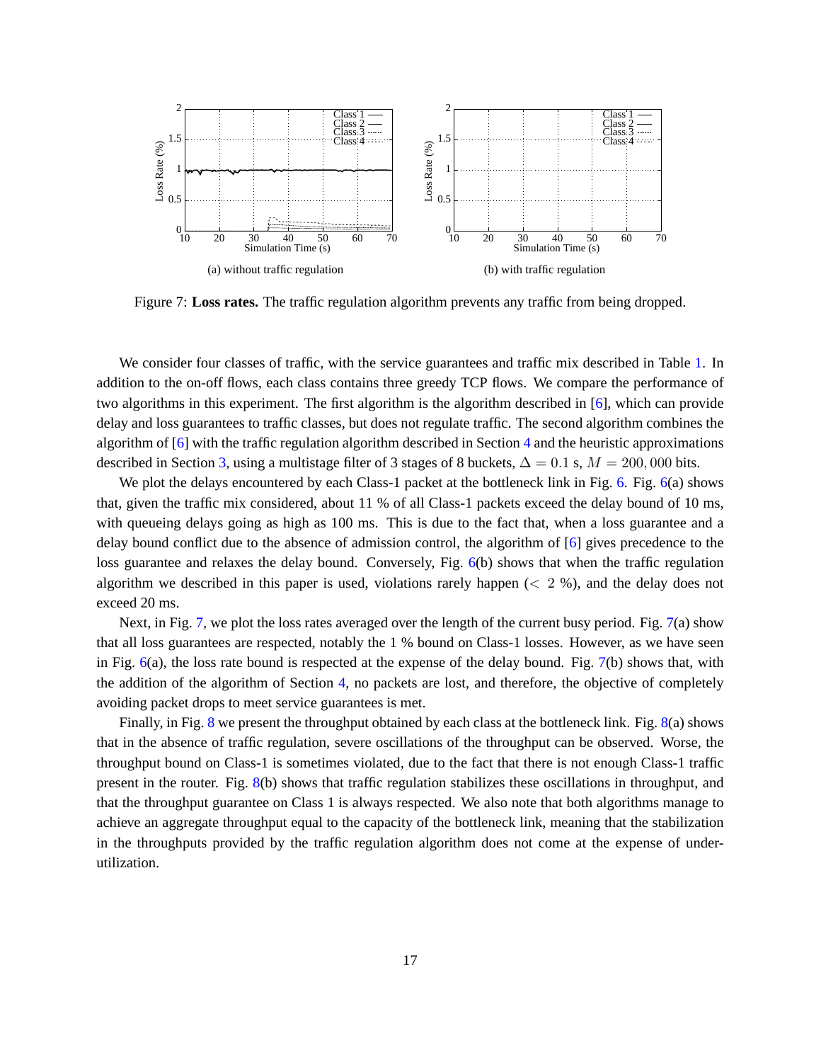(a) without traffic regulation

(b) with traffic regulation

Figure 7: **Loss rates.** The traffic regulation algorithm prevents any traffic from being dropped.

We consider four classes of traffic, with the service guarantees and traffic mix described in Table 1. In addition to the on-off flows, each class contains three greedy TCP flows. We compare the performance of two algorithms in this experiment. The first algorithm is the algorithm described in [6], which can provide delay and loss guarantees to traffic classes, but does not regulate traffic. The second algorithm combines the algorithm of [6] with the traffic regulation algorithm described in Section 4 and the heuristic approximations described in Section 3, using a multistage filter of 3 stages of 8 buckets, $\Delta = 0.1$ s, $M = 200,000$ bits.

We plot the delays encountered by each Class-1 packet at the bottleneck link in Fig. 6. Fig. 6(a) shows that, given the traffic mix considered, about 11 % of all Class-1 packets exceed the delay bound of 10 ms, with queueing delays going as high as 100 ms. This is due to the fact that, when a loss guarantee and a delay bound conflict due to the absence of admission control, the algorithm of [6] gives precedence to the loss guarantee and relaxes the delay bound. Conversely, Fig. 6(b) shows that when the traffic regulation algorithm we described in this paper is used, violations rarely happen ($< 2$ %), and the delay does not exceed 20 ms.

Next, in Fig. 7, we plot the loss rates averaged over the length of the current busy period. Fig. 7(a) show that all loss guarantees are respected, notably the 1 % bound on Class-1 losses. However, as we have seen in Fig. 6(a), the loss rate bound is respected at the expense of the delay bound. Fig. 7(b) shows that, with the addition of the algorithm of Section 4, no packets are lost, and therefore, the objective of completely avoiding packet drops to meet service guarantees is met.

Finally, in Fig. 8 we present the throughput obtained by each class at the bottleneck link. Fig. 8(a) shows that in the absence of traffic regulation, severe oscillations of the throughput can be observed. Worse, the throughput bound on Class-1 is sometimes violated, due to the fact that there is not enough Class-1 traffic present in the router. Fig. 8(b) shows that traffic regulation stabilizes these oscillations in throughput, and that the throughput guarantee on Class 1 is always respected. We also note that both algorithms manage to achieve an aggregate throughput equal to the capacity of the bottleneck link, meaning that the stabilization in the throughputs provided by the traffic regulation algorithm does not come at the expense of under-utilization.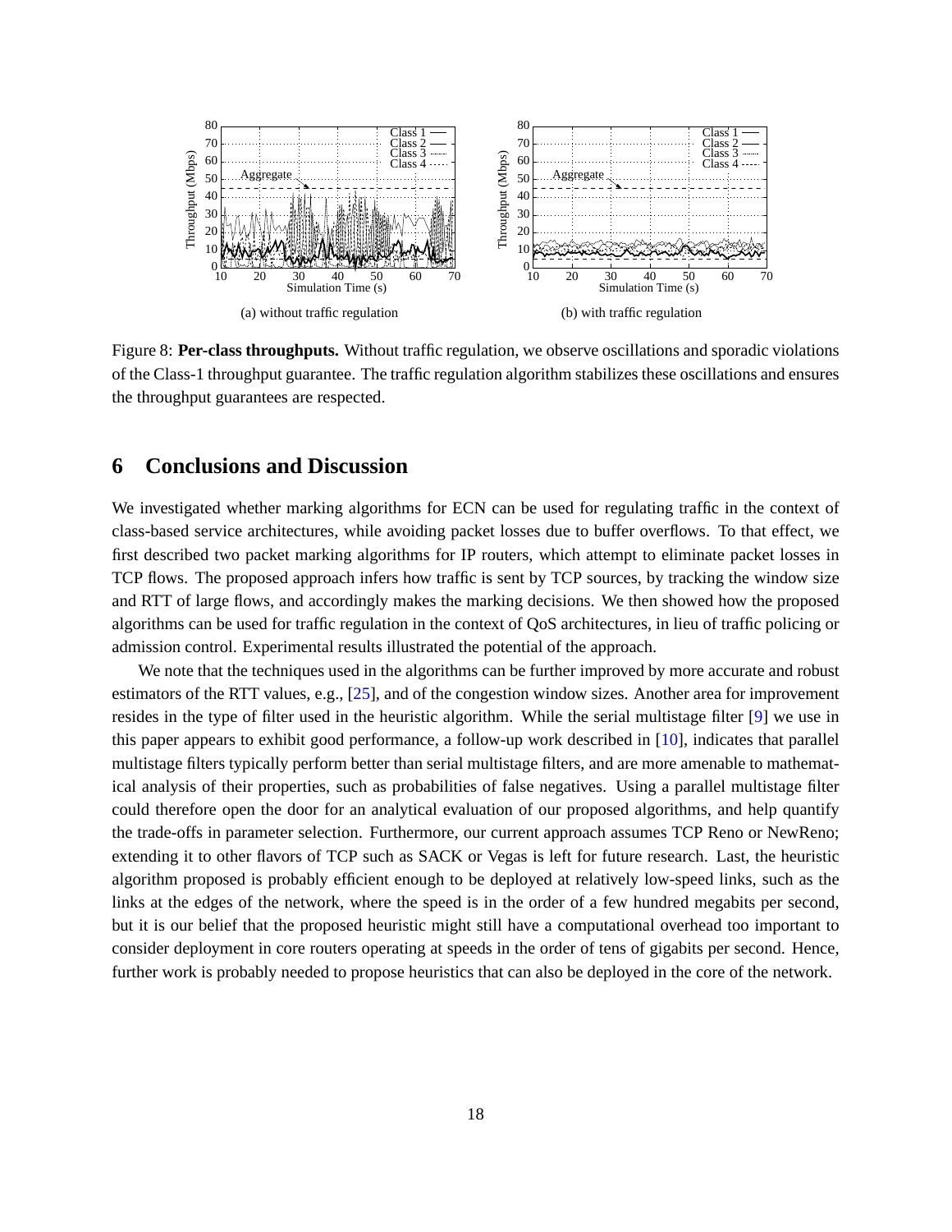80
70
60
50
40
30
20
10
0
Throughput (Mbps)
Aggregate
Class 1
Class 2
Class 3
Class 4
10 20 30 40 50 60 70
Simulation Time (s)

(a) without traffic regulation

80
70
60
50
40
30
20
10
0
Throughput (Mbps)
Aggregate
Class 1
Class 2
Class 3
Class 4
10 20 30 40 50 60 70
Simulation Time (s)

(b) with traffic regulation

Figure 8: **Per-class throughputs.** Without traffic regulation, we observe oscillations and sporadic violations of the Class-1 throughput guarantee. The traffic regulation algorithm stabilizes these oscillations and ensures the throughput guarantees are respected.

## 6 Conclusions and Discussion

We investigated whether marking algorithms for ECN can be used for regulating traffic in the context of class-based service architectures, while avoiding packet losses due to buffer overflows. To that effect, we first described two packet marking algorithms for IP routers, which attempt to eliminate packet losses in TCP flows. The proposed approach infers how traffic is sent by TCP sources, by tracking the window size and RTT of large flows, and accordingly makes the marking decisions. We then showed how the proposed algorithms can be used for traffic regulation in the context of QoS architectures, in lieu of traffic policing or admission control. Experimental results illustrated the potential of the approach.

We note that the techniques used in the algorithms can be further improved by more accurate and robust estimators of the RTT values, e.g., [25], and of the congestion window sizes. Another area for improvement resides in the type of filter used in the heuristic algorithm. While the serial multistage filter [9] we use in this paper appears to exhibit good performance, a follow-up work described in [10], indicates that parallel multistage filters typically perform better than serial multistage filters, and are more amenable to mathematical analysis of their properties, such as probabilities of false negatives. Using a parallel multistage filter could therefore open the door for an analytical evaluation of our proposed algorithms, and help quantify the trade-offs in parameter selection. Furthermore, our current approach assumes TCP Reno or NewReno; extending it to other flavors of TCP such as SACK or Vegas is left for future research. Last, the heuristic algorithm proposed is probably efficient enough to be deployed at relatively low-speed links, such as the links at the edges of the network, where the speed is in the order of a few hundred megabits per second, but it is our belief that the proposed heuristic might still have a computational overhead too important to consider deployment in core routers operating at speeds in the order of tens of gigabits per second. Hence, further work is probably needed to propose heuristics that can also be deployed in the core of the network.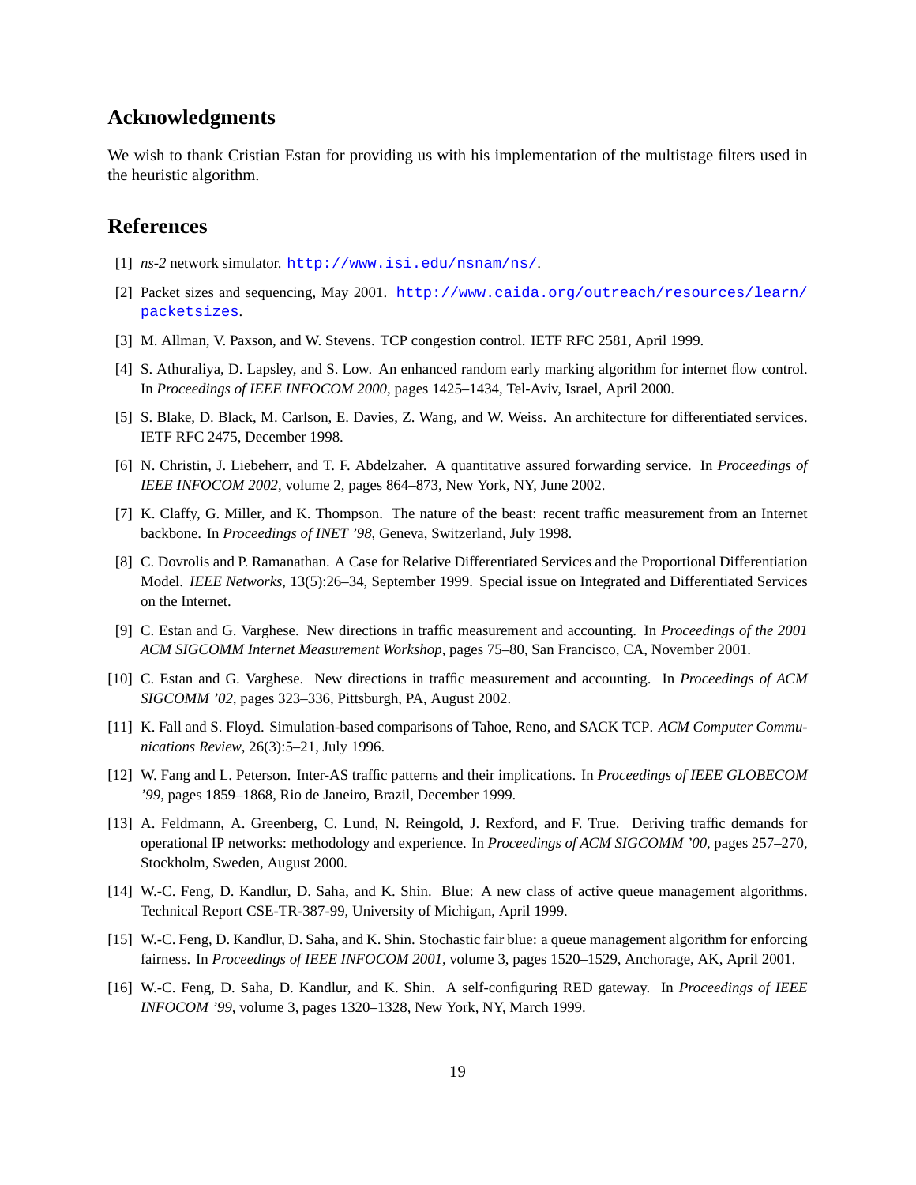## Acknowledgments

We wish to thank Cristian Estan for providing us with his implementation of the multistage filters used in the heuristic algorithm.

## References

[1] *ns-2* network simulator. http://www.isi.edu/nsnam/ns/.

[2] Packet sizes and sequencing, May 2001. http://www.caida.org/outreach/resources/learn/packetsizes.

[3] M. Allman, V. Paxson, and W. Stevens. TCP congestion control. IETF RFC 2581, April 1999.

[4] S. Athuraliya, D. Lapsley, and S. Low. An enhanced random early marking algorithm for internet flow control. In *Proceedings of IEEE INFOCOM 2000*, pages 1425–1434, Tel-Aviv, Israel, April 2000.

[5] S. Blake, D. Black, M. Carlson, E. Davies, Z. Wang, and W. Weiss. An architecture for differentiated services. IETF RFC 2475, December 1998.

[6] N. Christin, J. Liebeherr, and T. F. Abdelzaher. A quantitative assured forwarding service. In *Proceedings of IEEE INFOCOM 2002*, volume 2, pages 864–873, New York, NY, June 2002.

[7] K. Claffy, G. Miller, and K. Thompson. The nature of the beast: recent traffic measurement from an Internet backbone. In *Proceedings of INET '98*, Geneva, Switzerland, July 1998.

[8] C. Dovrolis and P. Ramanathan. A Case for Relative Differentiated Services and the Proportional Differentiation Model. *IEEE Networks*, 13(5):26–34, September 1999. Special issue on Integrated and Differentiated Services on the Internet.

[9] C. Estan and G. Varghese. New directions in traffic measurement and accounting. In *Proceedings of the 2001 ACM SIGCOMM Internet Measurement Workshop*, pages 75–80, San Francisco, CA, November 2001.

[10] C. Estan and G. Varghese. New directions in traffic measurement and accounting. In *Proceedings of ACM SIGCOMM '02*, pages 323–336, Pittsburgh, PA, August 2002.

[11] K. Fall and S. Floyd. Simulation-based comparisons of Tahoe, Reno, and SACK TCP. *ACM Computer Communications Review*, 26(3):5–21, July 1996.

[12] W. Fang and L. Peterson. Inter-AS traffic patterns and their implications. In *Proceedings of IEEE GLOBECOM '99*, pages 1859–1868, Rio de Janeiro, Brazil, December 1999.

[13] A. Feldmann, A. Greenberg, C. Lund, N. Reingold, J. Rexford, and F. True. Deriving traffic demands for operational IP networks: methodology and experience. In *Proceedings of ACM SIGCOMM '00*, pages 257–270, Stockholm, Sweden, August 2000.

[14] W.-C. Feng, D. Kandlur, D. Saha, and K. Shin. Blue: A new class of active queue management algorithms. Technical Report CSE-TR-387-99, University of Michigan, April 1999.

[15] W.-C. Feng, D. Kandlur, D. Saha, and K. Shin. Stochastic fair blue: a queue management algorithm for enforcing fairness. In *Proceedings of IEEE INFOCOM 2001*, volume 3, pages 1520–1529, Anchorage, AK, April 2001.

[16] W.-C. Feng, D. Saha, D. Kandlur, and K. Shin. A self-configuring RED gateway. In *Proceedings of IEEE INFOCOM '99*, volume 3, pages 1320–1328, New York, NY, March 1999.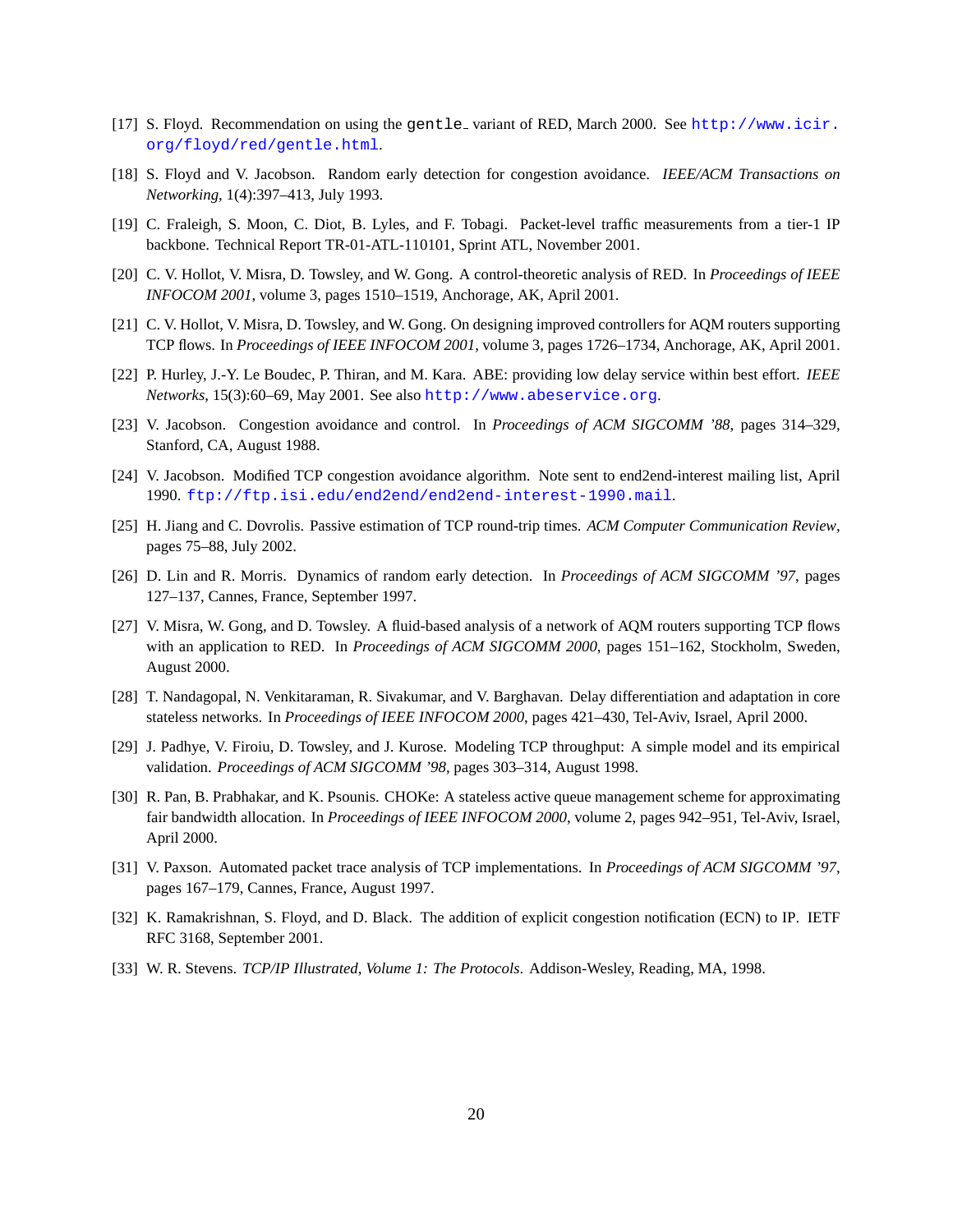[17] S. Floyd. Recommendation on using the `gentle_` variant of RED, March 2000. See `http://www.icir.org/floyd/red/gentle.html`.

[18] S. Floyd and V. Jacobson. Random early detection for congestion avoidance. *IEEE/ACM Transactions on Networking*, 1(4):397–413, July 1993.

[19] C. Fraleigh, S. Moon, C. Diot, B. Lyles, and F. Tobagi. Packet-level traffic measurements from a tier-1 IP backbone. Technical Report TR-01-ATL-110101, Sprint ATL, November 2001.

[20] C. V. Hollot, V. Misra, D. Towsley, and W. Gong. A control-theoretic analysis of RED. In *Proceedings of IEEE INFOCOM 2001*, volume 3, pages 1510–1519, Anchorage, AK, April 2001.

[21] C. V. Hollot, V. Misra, D. Towsley, and W. Gong. On designing improved controllers for AQM routers supporting TCP flows. In *Proceedings of IEEE INFOCOM 2001*, volume 3, pages 1726–1734, Anchorage, AK, April 2001.

[22] P. Hurley, J.-Y. Le Boudec, P. Thiran, and M. Kara. ABE: providing low delay service within best effort. *IEEE Networks*, 15(3):60–69, May 2001. See also `http://www.abeservice.org`.

[23] V. Jacobson. Congestion avoidance and control. In *Proceedings of ACM SIGCOMM '88*, pages 314–329, Stanford, CA, August 1988.

[24] V. Jacobson. Modified TCP congestion avoidance algorithm. Note sent to end2end-interest mailing list, April 1990. `ftp://ftp.isi.edu/end2end/end2end-interest-1990.mail`.

[25] H. Jiang and C. Dovrolis. Passive estimation of TCP round-trip times. *ACM Computer Communication Review*, pages 75–88, July 2002.

[26] D. Lin and R. Morris. Dynamics of random early detection. In *Proceedings of ACM SIGCOMM '97*, pages 127–137, Cannes, France, September 1997.

[27] V. Misra, W. Gong, and D. Towsley. A fluid-based analysis of a network of AQM routers supporting TCP flows with an application to RED. In *Proceedings of ACM SIGCOMM 2000*, pages 151–162, Stockholm, Sweden, August 2000.

[28] T. Nandagopal, N. Venkitaraman, R. Sivakumar, and V. Barghavan. Delay differentiation and adaptation in core stateless networks. In *Proceedings of IEEE INFOCOM 2000*, pages 421–430, Tel-Aviv, Israel, April 2000.

[29] J. Padhye, V. Firoiu, D. Towsley, and J. Kurose. Modeling TCP throughput: A simple model and its empirical validation. *Proceedings of ACM SIGCOMM '98*, pages 303–314, August 1998.

[30] R. Pan, B. Prabhakar, and K. Psounis. CHOKe: A stateless active queue management scheme for approximating fair bandwidth allocation. In *Proceedings of IEEE INFOCOM 2000*, volume 2, pages 942–951, Tel-Aviv, Israel, April 2000.

[31] V. Paxson. Automated packet trace analysis of TCP implementations. In *Proceedings of ACM SIGCOMM '97*, pages 167–179, Cannes, France, August 1997.

[32] K. Ramakrishnan, S. Floyd, and D. Black. The addition of explicit congestion notification (ECN) to IP. IETF RFC 3168, September 2001.

[33] W. R. Stevens. *TCP/IP Illustrated, Volume 1: The Protocols*. Addison-Wesley, Reading, MA, 1998.